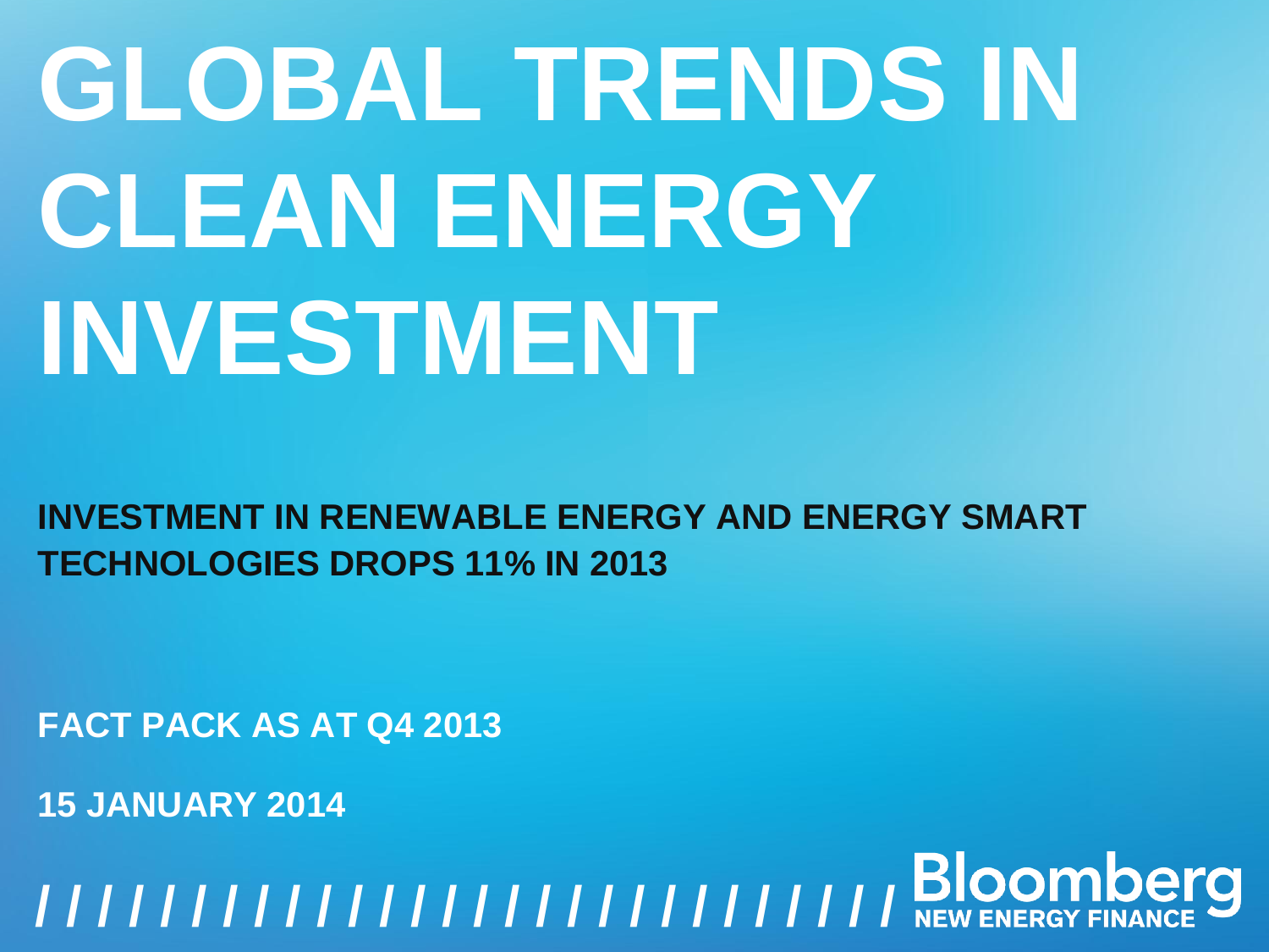# GLOBAL TRENDS IN CLEAN ENERGY INVESTMENT

**INVESTMENT IN RENEWABLE ENERGY AND ENERGY SMART TECHNOLOGIES DROPS 11% IN 2013**

**FACT PACK AS AT Q4 2013**

**15 JANUARY 2014**

Bloomberg
NEW ENERGY FINANCE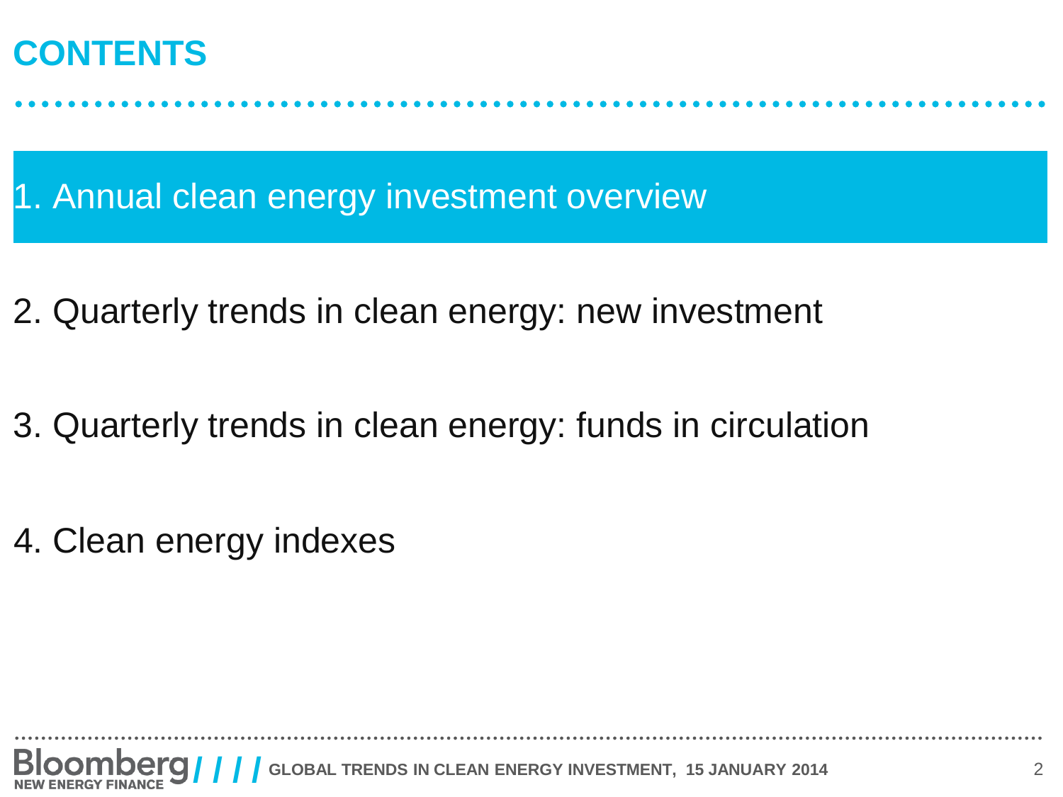# CONTENTS

1. Annual clean energy investment overview

2. Quarterly trends in clean energy: new investment

3. Quarterly trends in clean energy: funds in circulation

4. Clean energy indexes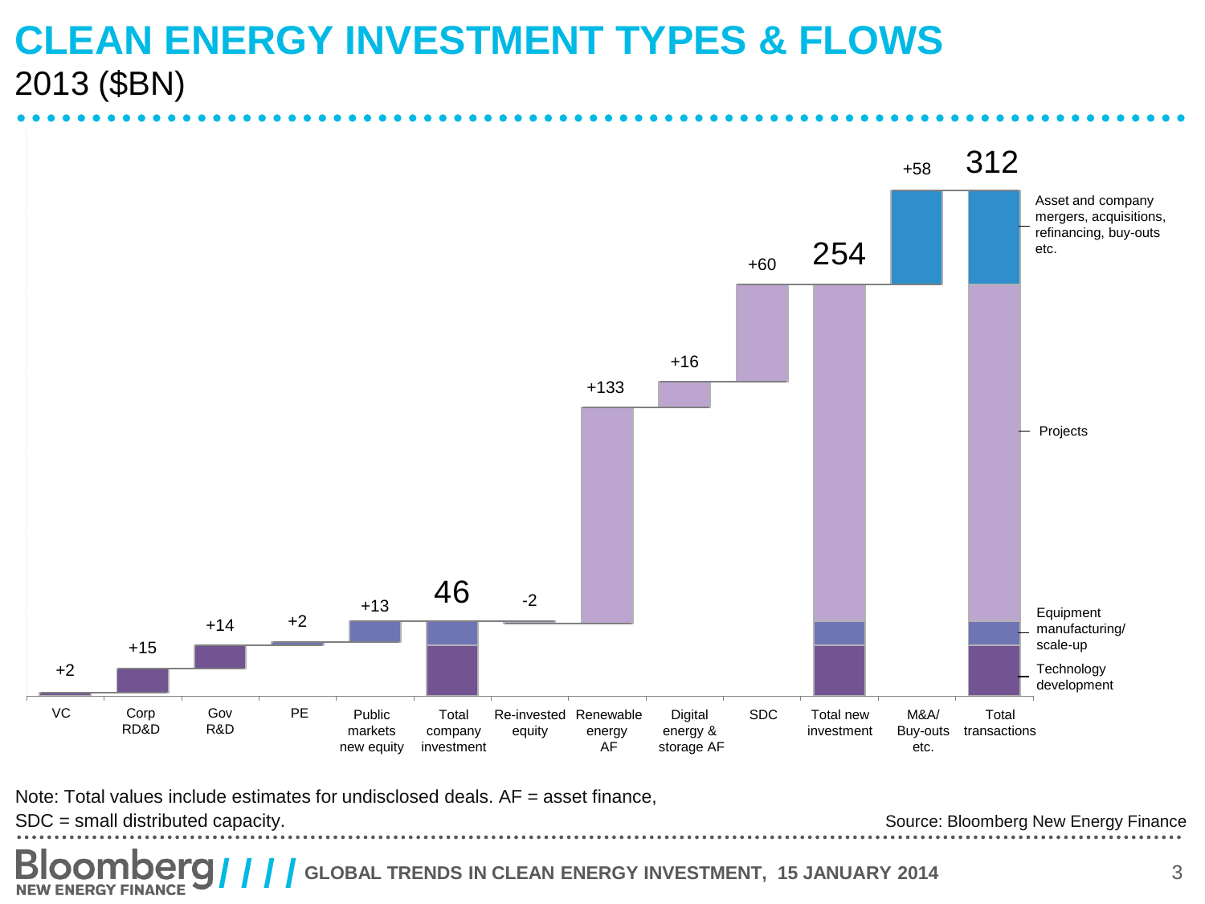# CLEAN ENERGY INVESTMENT TYPES & FLOWS

2013 ($BN)

| Category | Value |
|---|---|
| VC | +2 |
| Corp RD&D | +15 |
| Gov R&D | +14 |
| PE | +2 |
| Public markets new equity | +13 |
| Total company investment | 46 |
| Re-invested equity | -2 |
| Renewable energy AF | +133 |
| Digital energy & storage AF | +16 |
| SDC | +60 |
| Total new investment | 254 |
| M&A/ Buy-outs etc. | +58 |
| Total transactions | 312 |

Legend: Asset and company mergers, acquisitions, refinancing, buy-outs etc.; Projects; Equipment manufacturing/ scale-up; Technology development

Note: Total values include estimates for undisclosed deals. AF = asset finance, SDC = small distributed capacity.

Source: Bloomberg New Energy Finance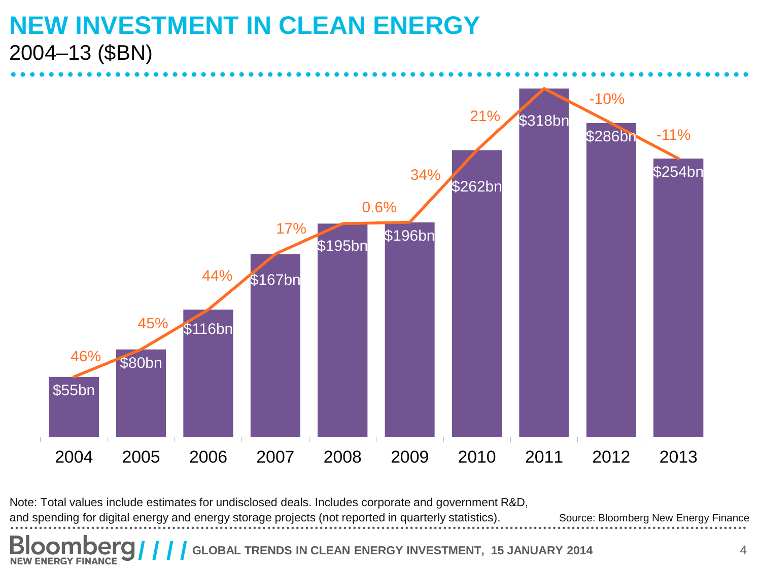# NEW INVESTMENT IN CLEAN ENERGY

2004–13 ($BN)

| Year | Investment | Growth |
|---|---|---|
| 2004 | $55bn | 46% |
| 2005 | $80bn | 45% |
| 2006 | $116bn | 44% |
| 2007 | $167bn | 17% |
| 2008 | $195bn | 0.6% |
| 2009 | $196bn | 34% |
| 2010 | $262bn | 21% |
| 2011 | $318bn | -10% |
| 2012 | $286bn | -11% |
| 2013 | $254bn | |

Note: Total values include estimates for undisclosed deals. Includes corporate and government R&D, and spending for digital energy and energy storage projects (not reported in quarterly statistics).

Source: Bloomberg New Energy Finance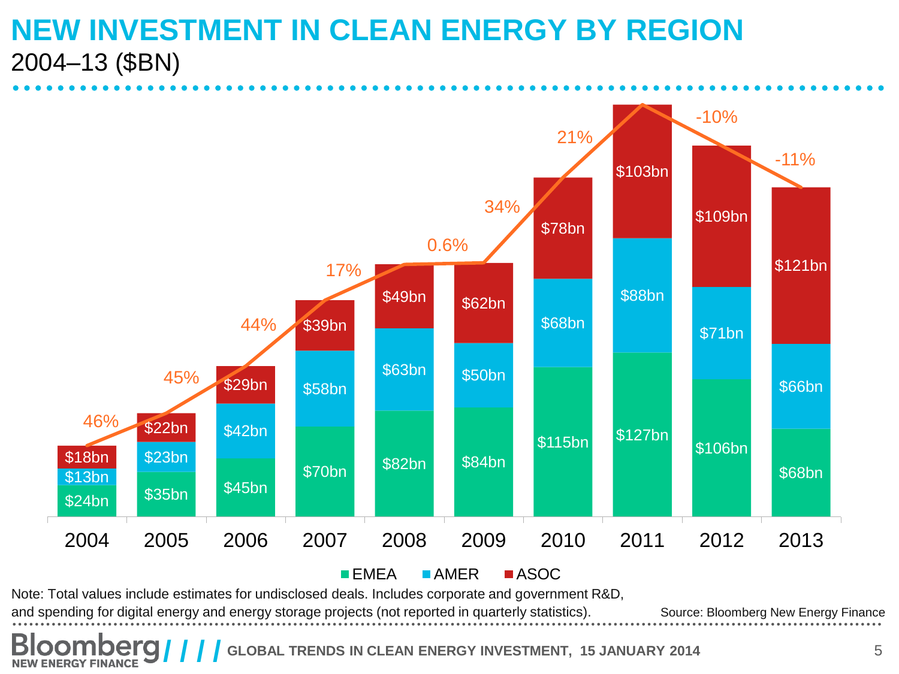# NEW INVESTMENT IN CLEAN ENERGY BY REGION

2004–13 ($BN)

| Year | EMEA | AMER | ASOC | Growth |
| --- | --- | --- | --- | --- |
| 2004 | $24bn | $13bn | $18bn | 46% |
| 2005 | $35bn | $23bn | $22bn | 45% |
| 2006 | $45bn | $42bn | $29bn | 44% |
| 2007 | $70bn | $58bn | $39bn | 17% |
| 2008 | $82bn | $63bn | $49bn | 0.6% |
| 2009 | $84bn | $50bn | $62bn | 34% |
| 2010 | $115bn | $68bn | $78bn | 21% |
| 2011 | $127bn | $88bn | $103bn | -10% |
| 2012 | $106bn | $71bn | $109bn | -11% |
| 2013 | $68bn | $66bn | $121bn | |

Note: Total values include estimates for undisclosed deals. Includes corporate and government R&D, and spending for digital energy and energy storage projects (not reported in quarterly statistics).

Source: Bloomberg New Energy Finance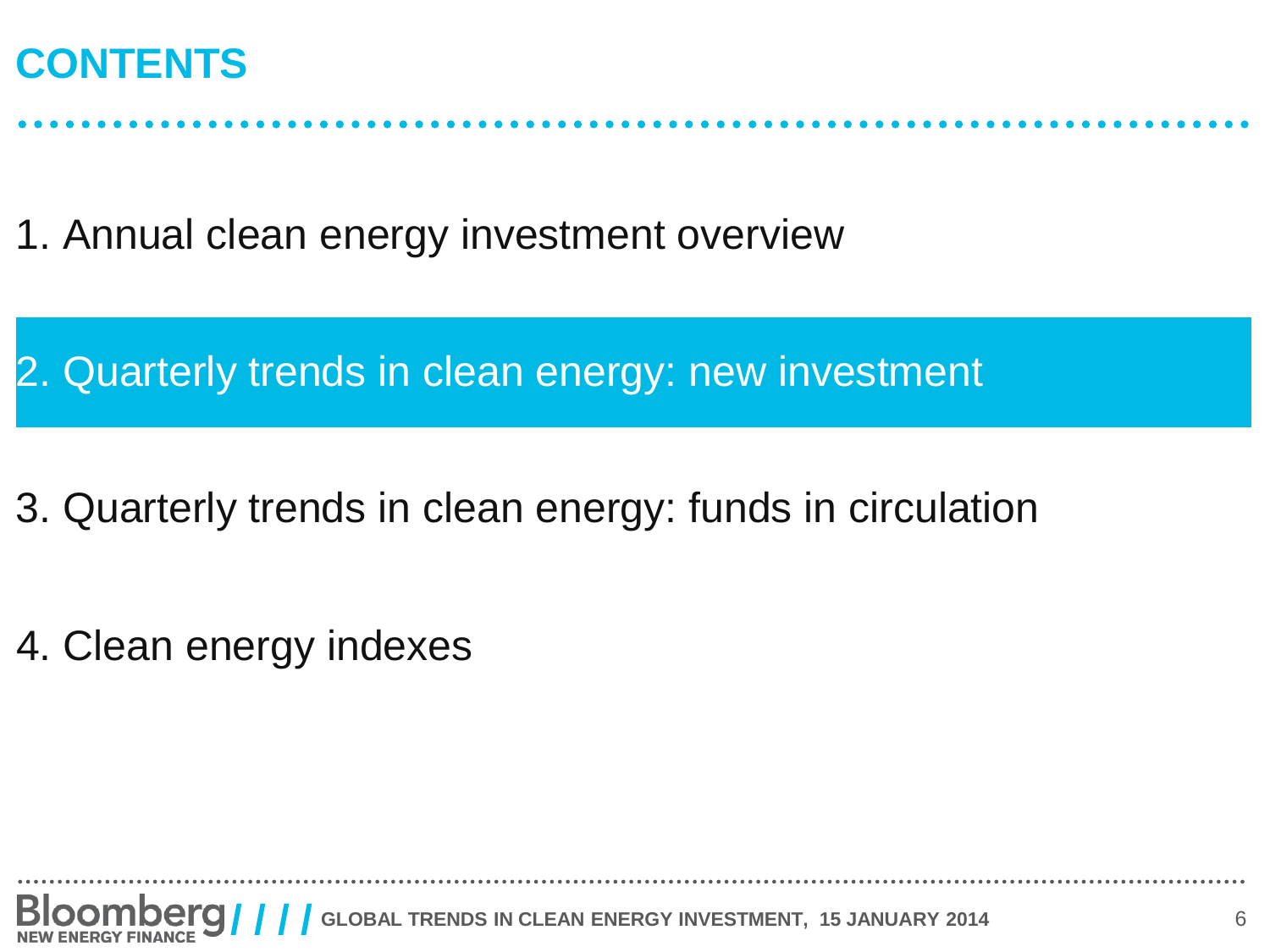# CONTENTS

1. Annual clean energy investment overview

2. Quarterly trends in clean energy: new investment

3. Quarterly trends in clean energy: funds in circulation

4. Clean energy indexes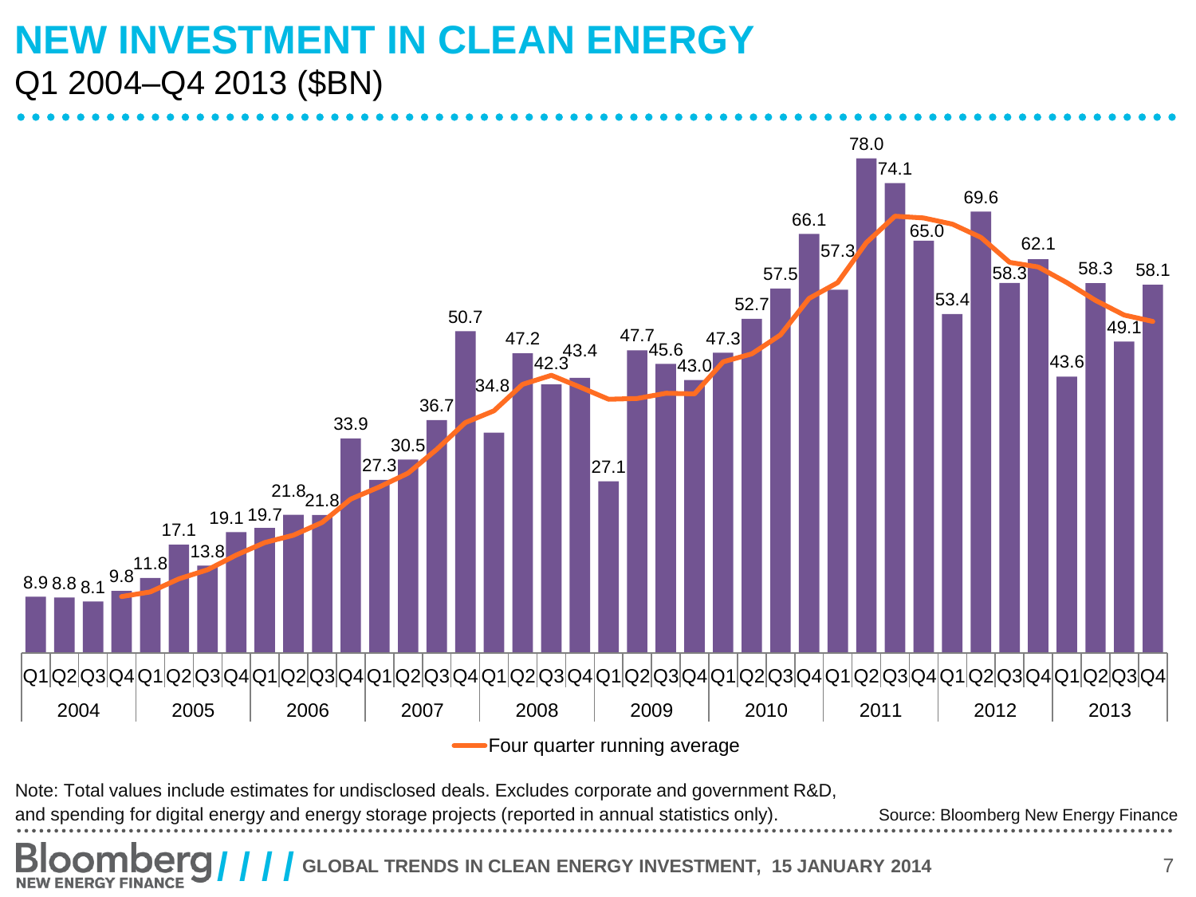# NEW INVESTMENT IN CLEAN ENERGY

Q1 2004–Q4 2013 ($BN)

| Year | Quarter | Value |
|---|---|---|
| 2004 | Q1 | 8.9 |
| | Q2 | 8.8 |
| | Q3 | 8.1 |
| | Q4 | 9.8 |
| 2005 | Q1 | 11.8 |
| | Q2 | 17.1 |
| | Q3 | 13.8 |
| | Q4 | 19.1 |
| 2006 | Q1 | 19.7 |
| | Q2 | 21.8 |
| | Q3 | 21.8 |
| | Q4 | 33.9 |
| 2007 | Q1 | 27.3 |
| | Q2 | 30.5 |
| | Q3 | 36.7 |
| | Q4 | 50.7 |
| 2008 | Q1 | 34.8 |
| | Q2 | 47.2 |
| | Q3 | 42.3 |
| | Q4 | 43.4 |
| 2009 | Q1 | 27.1 |
| | Q2 | 47.7 |
| | Q3 | 45.6 |
| | Q4 | 43.0 |
| 2010 | Q1 | 47.3 |
| | Q2 | 52.7 |
| | Q3 | 57.5 |
| | Q4 | 66.1 |
| 2011 | Q1 | 57.3 |
| | Q2 | 78.0 |
| | Q3 | 74.1 |
| | Q4 | 65.0 |
| 2012 | Q1 | 53.4 |
| | Q2 | 69.6 |
| | Q3 | 58.3 |
| | Q4 | 62.1 |
| 2013 | Q1 | 43.6 |
| | Q2 | 58.3 |
| | Q3 | 49.1 |
| | Q4 | 58.1 |

Four quarter running average

Note: Total values include estimates for undisclosed deals. Excludes corporate and government R&D, and spending for digital energy and energy storage projects (reported in annual statistics only).

Source: Bloomberg New Energy Finance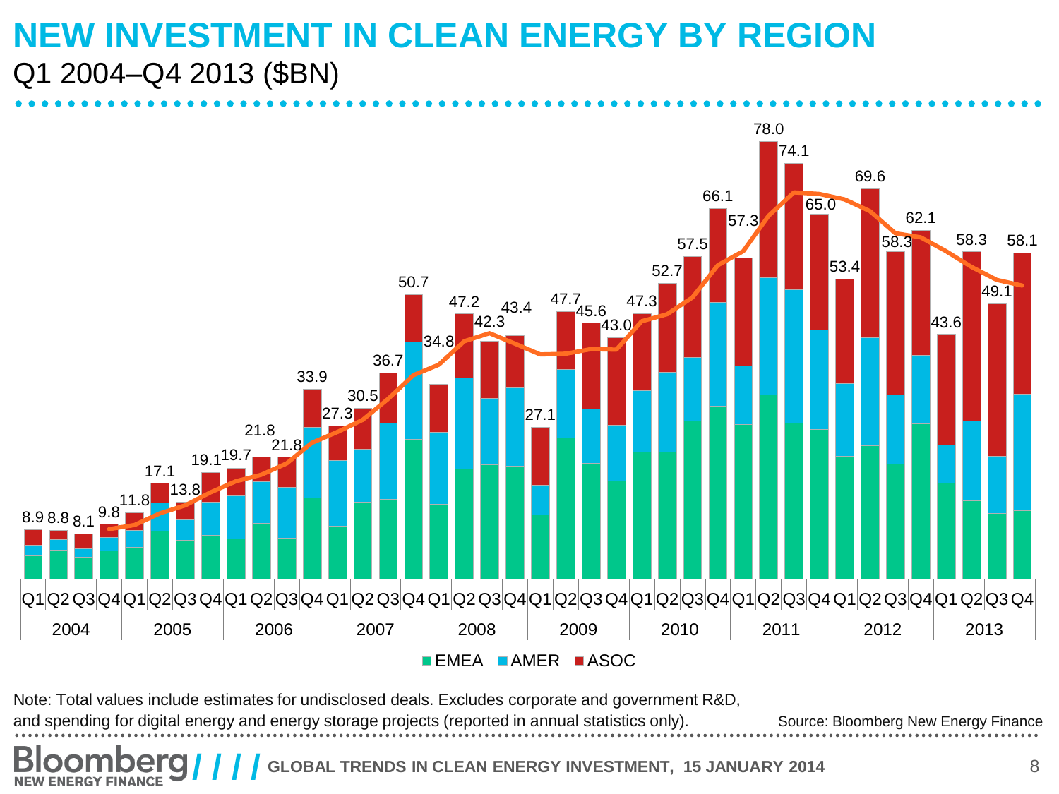# NEW INVESTMENT IN CLEAN ENERGY BY REGION

Q1 2004–Q4 2013 ($BN)

| Year | Quarter | Total ($BN) |
|---|---|---|
| 2004 | Q1 | 8.9 |
| | Q2 | 8.8 |
| | Q3 | 8.1 |
| | Q4 | 9.8 |
| 2005 | Q1 | 11.8 |
| | Q2 | 17.1 |
| | Q3 | 13.8 |
| | Q4 | 19.1 |
| 2006 | Q1 | 19.7 |
| | Q2 | 21.8 |
| | Q3 | 21.8 |
| | Q4 | 33.9 |
| 2007 | Q1 | 27.3 |
| | Q2 | 30.5 |
| | Q3 | 36.7 |
| | Q4 | 50.7 |
| 2008 | Q1 | 34.8 |
| | Q2 | 47.2 |
| | Q3 | 42.3 |
| | Q4 | 43.4 |
| 2009 | Q1 | 27.1 |
| | Q2 | 47.7 |
| | Q3 | 45.6 |
| | Q4 | 43.0 |
| 2010 | Q1 | 47.3 |
| | Q2 | 52.7 |
| | Q3 | 57.5 |
| | Q4 | 66.1 |
| 2011 | Q1 | 57.3 |
| | Q2 | 78.0 |
| | Q3 | 74.1 |
| | Q4 | 65.0 |
| 2012 | Q1 | 53.4 |
| | Q2 | 69.6 |
| | Q3 | 58.3 |
| | Q4 | 62.1 |
| 2013 | Q1 | 43.6 |
| | Q2 | 58.3 |
| | Q3 | 49.1 |
| | Q4 | 58.1 |

EMEA AMER ASOC

Note: Total values include estimates for undisclosed deals. Excludes corporate and government R&D, and spending for digital energy and energy storage projects (reported in annual statistics only).

Source: Bloomberg New Energy Finance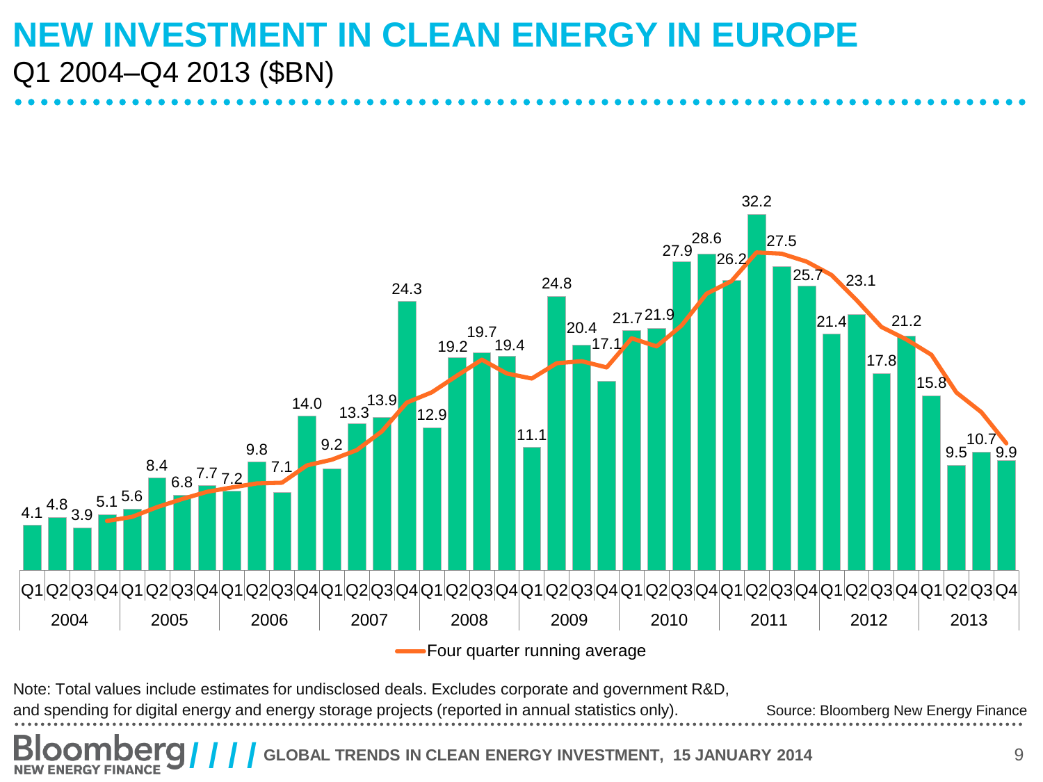# NEW INVESTMENT IN CLEAN ENERGY IN EUROPE

Q1 2004–Q4 2013 ($BN)

| Year | Quarter | Investment ($BN) |
|---|---|---|
| 2004 | Q1 | 4.1 |
| | Q2 | 4.8 |
| | Q3 | 3.9 |
| | Q4 | 5.1 |
| 2005 | Q1 | 5.6 |
| | Q2 | 8.4 |
| | Q3 | 6.8 |
| | Q4 | 7.7 |
| 2006 | Q1 | 7.2 |
| | Q2 | 9.8 |
| | Q3 | 7.1 |
| | Q4 | 14.0 |
| 2007 | Q1 | 9.2 |
| | Q2 | 13.3 |
| | Q3 | 13.9 |
| | Q4 | 24.3 |
| 2008 | Q1 | 12.9 |
| | Q2 | 19.2 |
| | Q3 | 19.7 |
| | Q4 | 19.4 |
| 2009 | Q1 | 11.1 |
| | Q2 | 24.8 |
| | Q3 | 20.4 |
| | Q4 | 17.1 |
| 2010 | Q1 | 21.7 |
| | Q2 | 21.9 |
| | Q3 | 27.9 |
| | Q4 | 28.6 |
| 2011 | Q1 | 26.2 |
| | Q2 | 32.2 |
| | Q3 | 27.5 |
| | Q4 | 25.7 |
| 2012 | Q1 | 21.4 |
| | Q2 | 23.1 |
| | Q3 | 17.8 |
| | Q4 | 21.2 |
| 2013 | Q1 | 15.8 |
| | Q2 | 9.5 |
| | Q3 | 10.7 |
| | Q4 | 9.9 |

Four quarter running average

Note: Total values include estimates for undisclosed deals. Excludes corporate and government R&D, and spending for digital energy and energy storage projects (reported in annual statistics only).

Source: Bloomberg New Energy Finance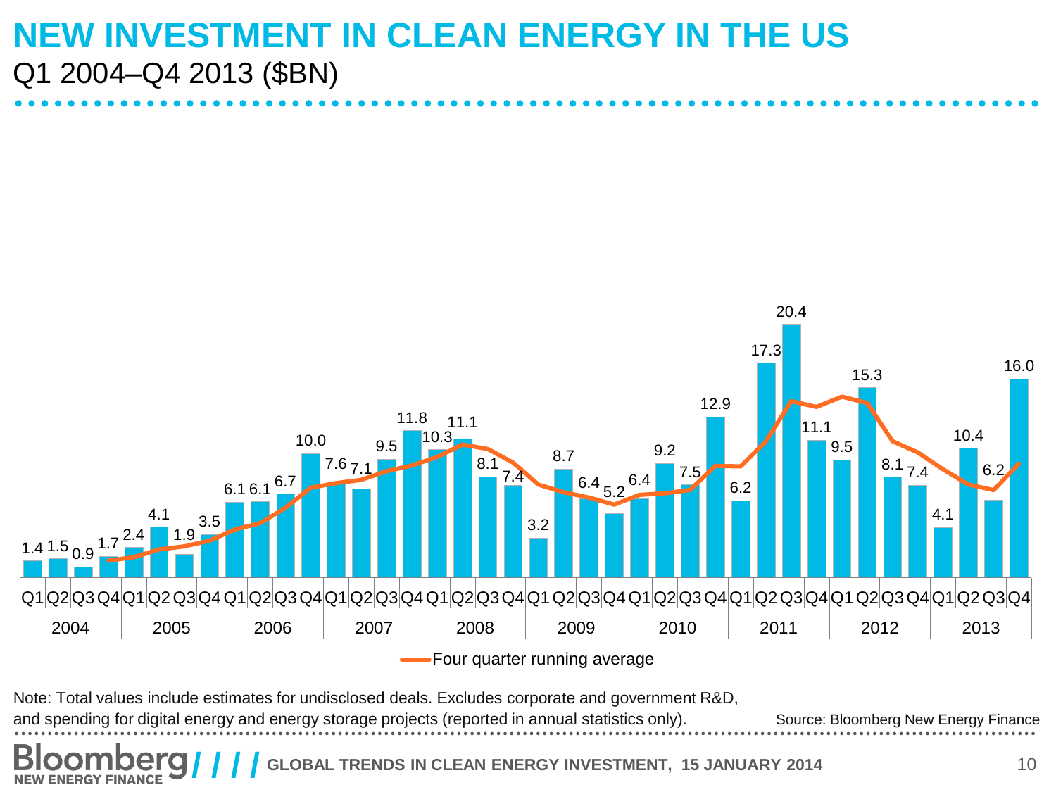# NEW INVESTMENT IN CLEAN ENERGY IN THE US

Q1 2004–Q4 2013 ($BN)

| Year | Q1 | Q2 | Q3 | Q4 |
|---|---|---|---|---|
| 2004 | 1.4 | 1.5 | 0.9 | 1.7 |
| 2005 | 2.4 | 4.1 | 1.9 | 3.5 |
| 2006 | 6.1 | 6.1 | 6.7 | 10.0 |
| 2007 | 7.6 | 7.1 | 9.5 | 11.8 |
| 2008 | 10.3 | 11.1 | 8.1 | 7.4 |
| 2009 | 3.2 | 8.7 | 6.4 | 5.2 |
| 2010 | 6.4 | 9.2 | 7.5 | 12.9 |
| 2011 | 6.2 | 17.3 | 20.4 | 11.1 |
| 2012 | 9.5 | 15.3 | 8.1 | 7.4 |
| 2013 | 4.1 | 10.4 | 6.2 | 16.0 |

Four quarter running average

Note: Total values include estimates for undisclosed deals. Excludes corporate and government R&D, and spending for digital energy and energy storage projects (reported in annual statistics only).

Source: Bloomberg New Energy Finance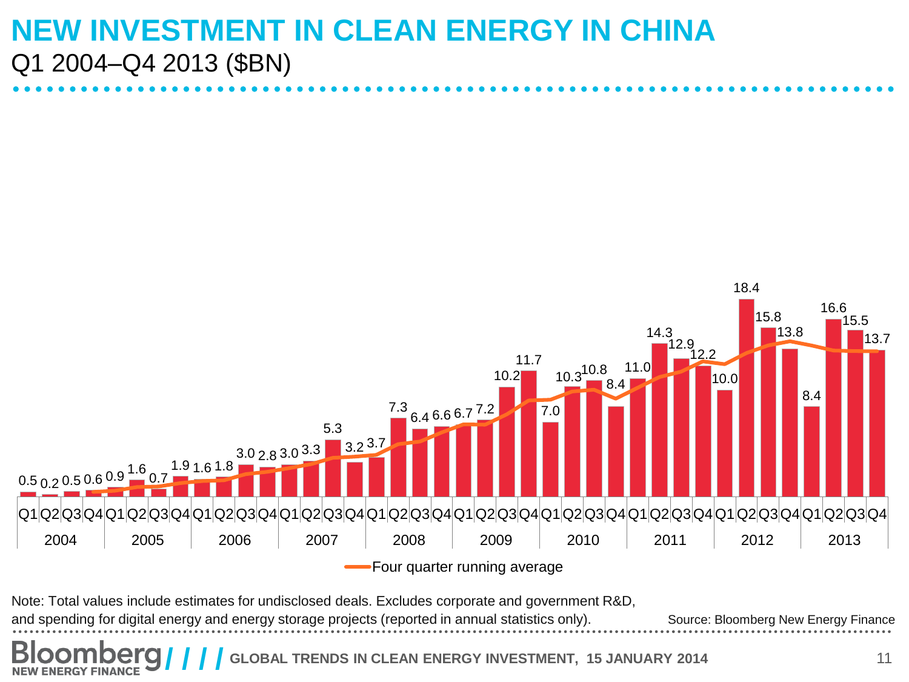# NEW INVESTMENT IN CLEAN ENERGY IN CHINA

Q1 2004–Q4 2013 ($BN)

| Year | Q1 | Q2 | Q3 | Q4 |
|---|---|---|---|---|
| 2004 | 0.5 | 0.2 | 0.5 | 0.6 |
| 2005 | 0.9 | 1.6 | 0.7 | 1.9 |
| 2006 | 1.6 | 1.8 | 3.0 | 2.8 |
| 2007 | 3.0 | 3.3 | 5.3 | 3.2 |
| 2008 | 3.7 | 7.3 | 6.4 | 6.6 |
| 2009 | 6.7 | 7.2 | 10.2 | 11.7 |
| 2010 | 7.0 | 10.3 | 10.8 | 8.4 |
| 2011 | 11.0 | 14.3 | 12.9 | 12.2 |
| 2012 | 10.0 | 18.4 | 15.8 | 13.8 |
| 2013 | 8.4 | 16.6 | 15.5 | 13.7 |

Four quarter running average

Note: Total values include estimates for undisclosed deals. Excludes corporate and government R&D, and spending for digital energy and energy storage projects (reported in annual statistics only).

Source: Bloomberg New Energy Finance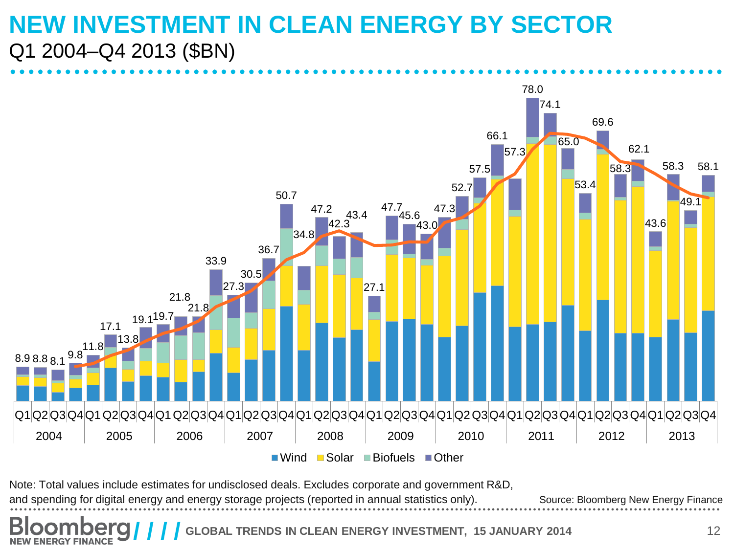# NEW INVESTMENT IN CLEAN ENERGY BY SECTOR

Q1 2004–Q4 2013 ($BN)

| Year | Quarter | Total |
|---|---|---|
| 2004 | Q1 | 8.9 |
| 2004 | Q2 | 8.8 |
| 2004 | Q3 | 8.1 |
| 2004 | Q4 | 9.8 |
| 2005 | Q1 | 11.8 |
| 2005 | Q2 | 17.1 |
| 2005 | Q3 | 13.8 |
| 2005 | Q4 | 19.1 |
| 2006 | Q1 | 19.7 |
| 2006 | Q2 | 21.8 |
| 2006 | Q3 | 21.8 |
| 2006 | Q4 | 33.9 |
| 2007 | Q1 | 27.3 |
| 2007 | Q2 | 30.5 |
| 2007 | Q3 | 36.7 |
| 2007 | Q4 | 50.7 |
| 2008 | Q1 | 34.8 |
| 2008 | Q2 | 47.2 |
| 2008 | Q3 | 42.3 |
| 2008 | Q4 | 43.4 |
| 2009 | Q1 | 27.1 |
| 2009 | Q2 | 47.7 |
| 2009 | Q3 | 45.6 |
| 2009 | Q4 | 43.0 |
| 2010 | Q1 | 47.3 |
| 2010 | Q2 | 52.7 |
| 2010 | Q3 | 57.5 |
| 2010 | Q4 | 66.1 |
| 2011 | Q1 | 57.3 |
| 2011 | Q2 | 78.0 |
| 2011 | Q3 | 74.1 |
| 2011 | Q4 | 65.0 |
| 2012 | Q1 | 53.4 |
| 2012 | Q2 | 69.6 |
| 2012 | Q3 | 58.3 |
| 2012 | Q4 | 62.1 |
| 2013 | Q1 | 43.6 |
| 2013 | Q2 | 58.3 |
| 2013 | Q3 | 49.1 |
| 2013 | Q4 | 58.1 |

Wind, Solar, Biofuels, Other

Note: Total values include estimates for undisclosed deals. Excludes corporate and government R&D, and spending for digital energy and energy storage projects (reported in annual statistics only).

Source: Bloomberg New Energy Finance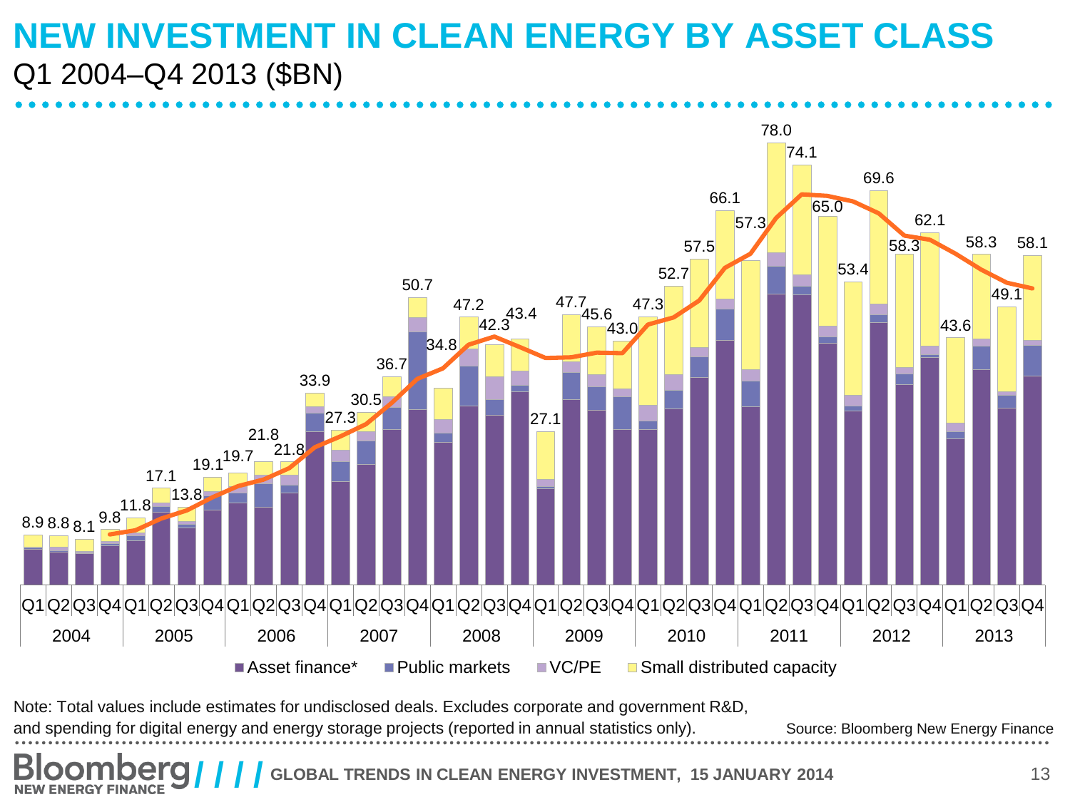# NEW INVESTMENT IN CLEAN ENERGY BY ASSET CLASS

Q1 2004–Q4 2013 ($BN)

| Year | Quarter | Total ($BN) |
|---|---|---|
| 2004 | Q1 | 8.9 |
| 2004 | Q2 | 8.8 |
| 2004 | Q3 | 8.1 |
| 2004 | Q4 | 9.8 |
| 2005 | Q1 | 11.8 |
| 2005 | Q2 | 17.1 |
| 2005 | Q3 | 13.8 |
| 2005 | Q4 | 19.1 |
| 2006 | Q1 | 19.7 |
| 2006 | Q2 | 21.8 |
| 2006 | Q3 | 21.8 |
| 2006 | Q4 | 33.9 |
| 2007 | Q1 | 27.3 |
| 2007 | Q2 | 30.5 |
| 2007 | Q3 | 36.7 |
| 2007 | Q4 | 50.7 |
| 2008 | Q1 | 34.8 |
| 2008 | Q2 | 47.2 |
| 2008 | Q3 | 42.3 |
| 2008 | Q4 | 43.4 |
| 2009 | Q1 | 27.1 |
| 2009 | Q2 | 47.7 |
| 2009 | Q3 | 45.6 |
| 2009 | Q4 | 43.0 |
| 2010 | Q1 | 47.3 |
| 2010 | Q2 | 52.7 |
| 2010 | Q3 | 57.5 |
| 2010 | Q4 | 66.1 |
| 2011 | Q1 | 57.3 |
| 2011 | Q2 | 78.0 |
| 2011 | Q3 | 74.1 |
| 2011 | Q4 | 65.0 |
| 2012 | Q1 | 53.4 |
| 2012 | Q2 | 69.6 |
| 2012 | Q3 | 58.3 |
| 2012 | Q4 | 62.1 |
| 2013 | Q1 | 43.6 |
| 2013 | Q2 | 58.3 |
| 2013 | Q3 | 49.1 |
| 2013 | Q4 | 58.1 |

Asset finance* | Public markets | VC/PE | Small distributed capacity

Note: Total values include estimates for undisclosed deals. Excludes corporate and government R&D, and spending for digital energy and energy storage projects (reported in annual statistics only).

Source: Bloomberg New Energy Finance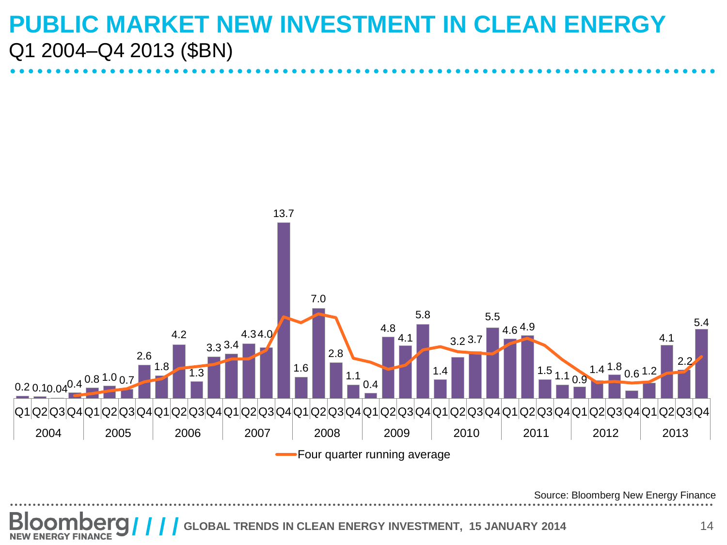# PUBLIC MARKET NEW INVESTMENT IN CLEAN ENERGY

Q1 2004–Q4 2013 ($BN)

| Year | Q1 | Q2 | Q3 | Q4 |
|---|---|---|---|---|
| 2004 | 0.2 | 0.1 | 0.04 | 0.4 |
| 2005 | 0.8 | 1.0 | 0.7 | 2.6 |
| 2006 | 1.8 | 4.2 | 1.3 | 3.3 |
| 2007 | 3.4 | 4.3 | 4.0 | 13.7 |
| 2008 | 1.6 | 7.0 | 2.8 | 1.1 |
| 2009 | 0.4 | 4.8 | 4.1 | 5.8 |
| 2010 | 1.4 | 3.2 | 3.7 | 5.5 |
| 2011 | 4.6 | 4.9 | 1.5 | 1.1 |
| 2012 | 0.9 | 1.4 | 1.8 | 0.6 |
| 2013 | 1.2 | 4.1 | 2.2 | 5.4 |

Four quarter running average

Source: Bloomberg New Energy Finance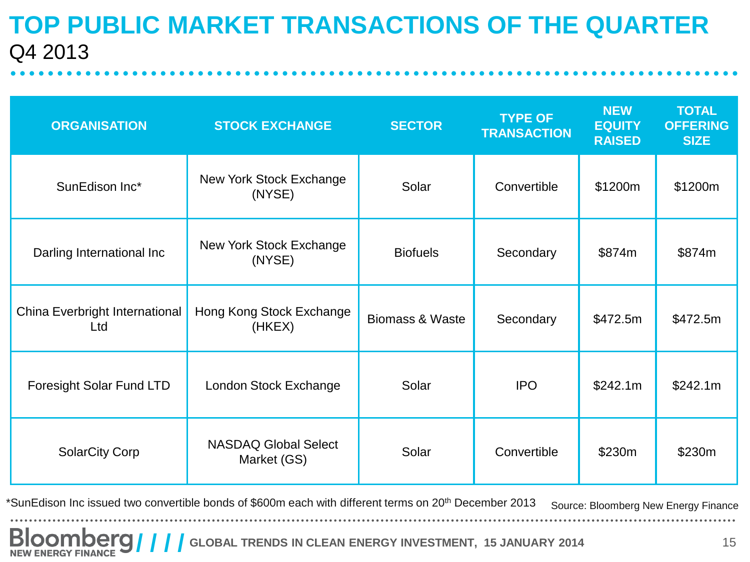# TOP PUBLIC MARKET TRANSACTIONS OF THE QUARTER

Q4 2013

| ORGANISATION | STOCK EXCHANGE | SECTOR | TYPE OF TRANSACTION | NEW EQUITY RAISED | TOTAL OFFERING SIZE |
|---|---|---|---|---|---|
| SunEdison Inc* | New York Stock Exchange (NYSE) | Solar | Convertible | $1200m | $1200m |
| Darling International Inc | New York Stock Exchange (NYSE) | Biofuels | Secondary | $874m | $874m |
| China Everbright International Ltd | Hong Kong Stock Exchange (HKEX) | Biomass & Waste | Secondary | $472.5m | $472.5m |
| Foresight Solar Fund LTD | London Stock Exchange | Solar | IPO | $242.1m | $242.1m |
| SolarCity Corp | NASDAQ Global Select Market (GS) | Solar | Convertible | $230m | $230m |

*SunEdison Inc issued two convertible bonds of $600m each with different terms on 20th December 2013

Source: Bloomberg New Energy Finance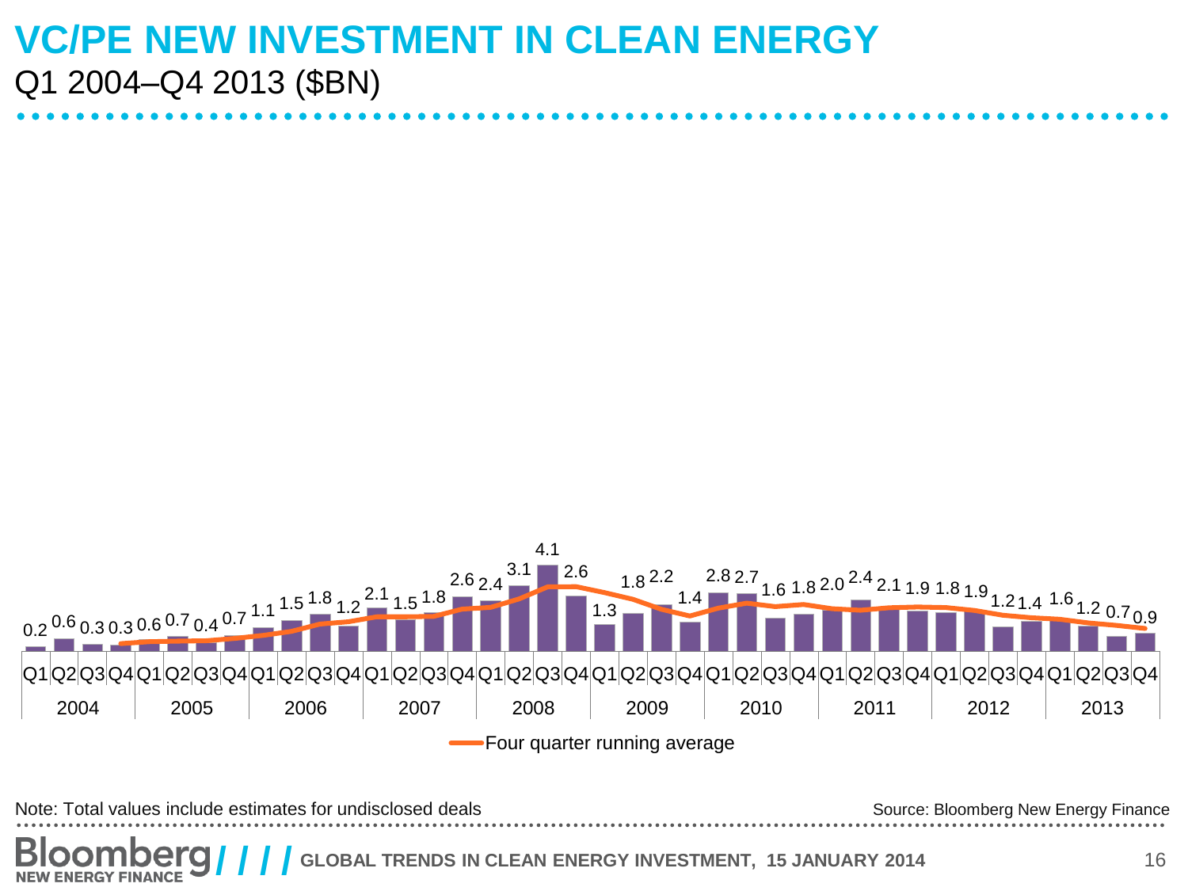# VC/PE NEW INVESTMENT IN CLEAN ENERGY

Q1 2004–Q4 2013 ($BN)

| Year | Quarter | Value ($BN) |
|---|---|---|
| 2004 | Q1 | 0.2 |
| | Q2 | 0.6 |
| | Q3 | 0.3 |
| | Q4 | 0.3 |
| 2005 | Q1 | 0.6 |
| | Q2 | 0.7 |
| | Q3 | 0.4 |
| | Q4 | 0.7 |
| 2006 | Q1 | 1.1 |
| | Q2 | 1.5 |
| | Q3 | 1.8 |
| | Q4 | 1.2 |
| 2007 | Q1 | 2.1 |
| | Q2 | 1.5 |
| | Q3 | 1.8 |
| | Q4 | 2.6 |
| 2008 | Q1 | 2.4 |
| | Q2 | 3.1 |
| | Q3 | 4.1 |
| | Q4 | 2.6 |
| 2009 | Q1 | 1.3 |
| | Q2 | 1.8 |
| | Q3 | 2.2 |
| | Q4 | 1.4 |
| 2010 | Q1 | 2.8 |
| | Q2 | 2.7 |
| | Q3 | 1.6 |
| | Q4 | 1.8 |
| 2011 | Q1 | 2.0 |
| | Q2 | 2.4 |
| | Q3 | 2.1 |
| | Q4 | 1.9 |
| 2012 | Q1 | 1.8 |
| | Q2 | 1.9 |
| | Q3 | 1.2 |
| | Q4 | 1.4 |
| 2013 | Q1 | 1.6 |
| | Q2 | 1.2 |
| | Q3 | 0.7 |
| | Q4 | 0.9 |

Four quarter running average

Note: Total values include estimates for undisclosed deals

Source: Bloomberg New Energy Finance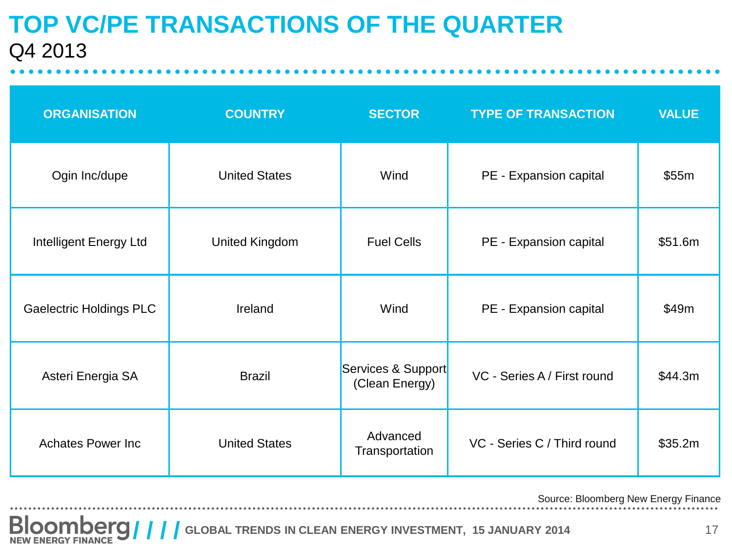# TOP VC/PE TRANSACTIONS OF THE QUARTER

Q4 2013

| ORGANISATION | COUNTRY | SECTOR | TYPE OF TRANSACTION | VALUE |
|---|---|---|---|---|
| Ogin Inc/dupe | United States | Wind | PE - Expansion capital | $55m |
| Intelligent Energy Ltd | United Kingdom | Fuel Cells | PE - Expansion capital | $51.6m |
| Gaelectric Holdings PLC | Ireland | Wind | PE - Expansion capital | $49m |
| Asteri Energia SA | Brazil | Services & Support (Clean Energy) | VC - Series A / First round | $44.3m |
| Achates Power Inc | United States | Advanced Transportation | VC - Series C / Third round | $35.2m |

Source: Bloomberg New Energy Finance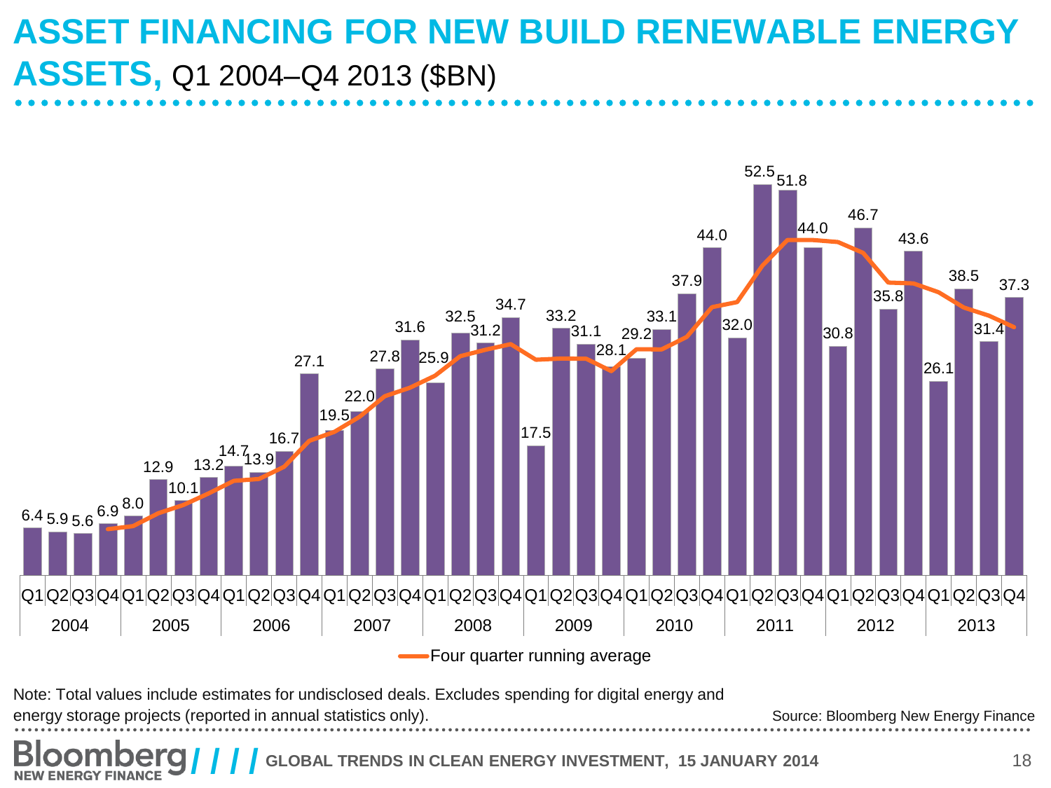# ASSET FINANCING FOR NEW BUILD RENEWABLE ENERGY ASSETS, Q1 2004–Q4 2013 ($BN)

| Year | Quarter | Value ($BN) |
|---|---|---|
| 2004 | Q1 | 6.4 |
| | Q2 | 5.9 |
| | Q3 | 5.6 |
| | Q4 | 6.9 |
| 2005 | Q1 | 8.0 |
| | Q2 | 12.9 |
| | Q3 | 10.1 |
| | Q4 | 13.2 |
| 2006 | Q1 | 14.7 |
| | Q2 | 13.9 |
| | Q3 | 16.7 |
| | Q4 | 27.1 |
| 2007 | Q1 | 19.5 |
| | Q2 | 22.0 |
| | Q3 | 27.8 |
| | Q4 | 31.6 |
| 2008 | Q1 | 25.9 |
| | Q2 | 32.5 |
| | Q3 | 31.2 |
| | Q4 | 34.7 |
| 2009 | Q1 | 17.5 |
| | Q2 | 33.2 |
| | Q3 | 31.1 |
| | Q4 | 28.1 |
| 2010 | Q1 | 29.2 |
| | Q2 | 33.1 |
| | Q3 | 37.9 |
| | Q4 | 44.0 |
| 2011 | Q1 | 32.0 |
| | Q2 | 52.5 |
| | Q3 | 51.8 |
| | Q4 | 44.0 |
| 2012 | Q1 | 30.8 |
| | Q2 | 46.7 |
| | Q3 | 35.8 |
| | Q4 | 43.6 |
| 2013 | Q1 | 26.1 |
| | Q2 | 38.5 |
| | Q3 | 31.4 |
| | Q4 | 37.3 |

Four quarter running average

Note: Total values include estimates for undisclosed deals. Excludes spending for digital energy and energy storage projects (reported in annual statistics only).

Source: Bloomberg New Energy Finance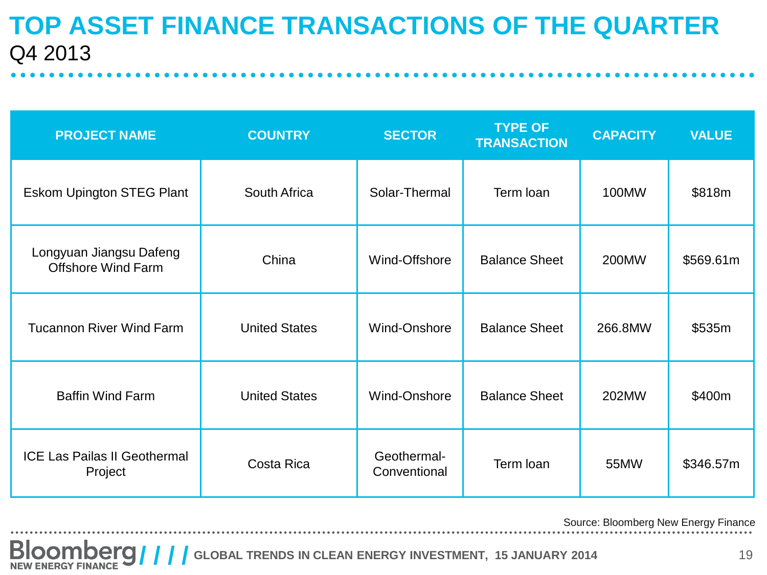# TOP ASSET FINANCE TRANSACTIONS OF THE QUARTER

Q4 2013

| PROJECT NAME | COUNTRY | SECTOR | TYPE OF TRANSACTION | CAPACITY | VALUE |
|---|---|---|---|---|---|
| Eskom Upington STEG Plant | South Africa | Solar-Thermal | Term loan | 100MW | $818m |
| Longyuan Jiangsu Dafeng Offshore Wind Farm | China | Wind-Offshore | Balance Sheet | 200MW | $569.61m |
| Tucannon River Wind Farm | United States | Wind-Onshore | Balance Sheet | 266.8MW | $535m |
| Baffin Wind Farm | United States | Wind-Onshore | Balance Sheet | 202MW | $400m |
| ICE Las Pailas II Geothermal Project | Costa Rica | Geothermal-Conventional | Term loan | 55MW | $346.57m |

Source: Bloomberg New Energy Finance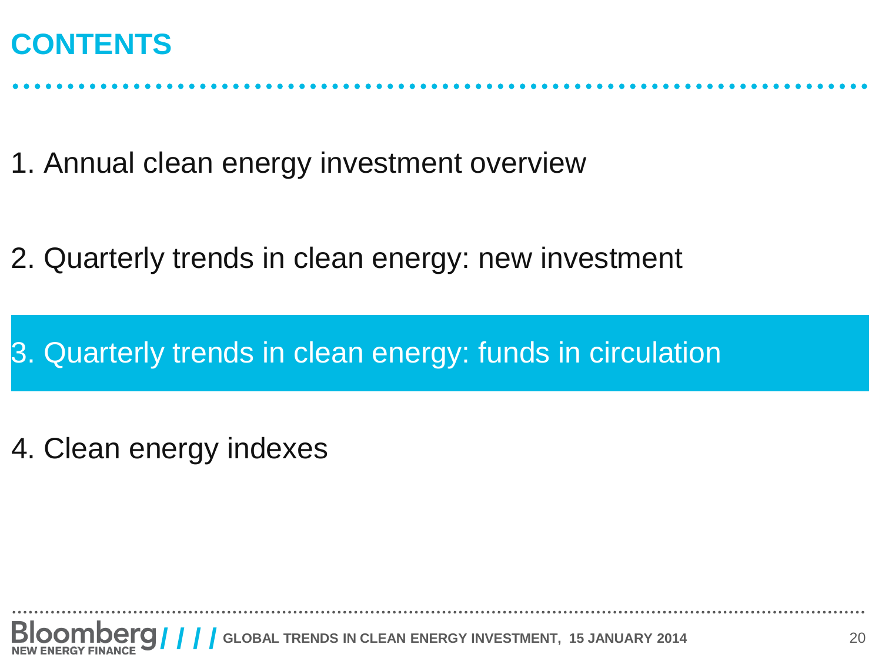# CONTENTS

1. Annual clean energy investment overview

2. Quarterly trends in clean energy: new investment

3. Quarterly trends in clean energy: funds in circulation

4. Clean energy indexes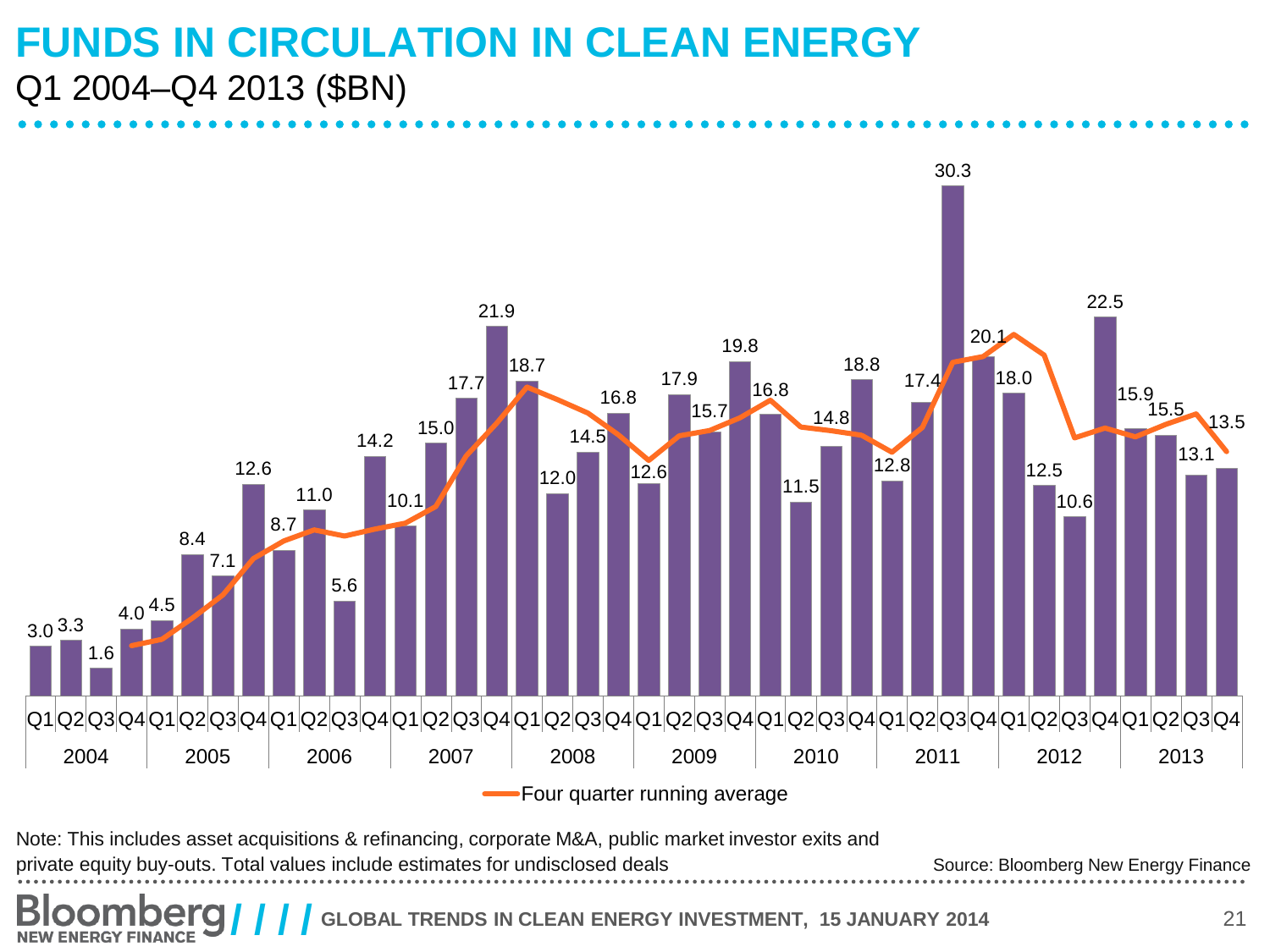# FUNDS IN CIRCULATION IN CLEAN ENERGY

Q1 2004–Q4 2013 ($BN)

| Year | Quarter | Value ($BN) |
|---|---|---|
| 2004 | Q1 | 3.0 |
| | Q2 | 3.3 |
| | Q3 | 1.6 |
| | Q4 | 4.0 |
| 2005 | Q1 | 4.5 |
| | Q2 | 8.4 |
| | Q3 | 7.1 |
| | Q4 | 12.6 |
| 2006 | Q1 | 8.7 |
| | Q2 | 11.0 |
| | Q3 | 5.6 |
| | Q4 | 14.2 |
| 2007 | Q1 | 10.1 |
| | Q2 | 15.0 |
| | Q3 | 17.7 |
| | Q4 | 21.9 |
| 2008 | Q1 | 18.7 |
| | Q2 | 12.0 |
| | Q3 | 14.5 |
| | Q4 | 16.8 |
| 2009 | Q1 | 12.6 |
| | Q2 | 17.9 |
| | Q3 | 15.7 |
| | Q4 | 19.8 |
| 2010 | Q1 | 16.8 |
| | Q2 | 11.5 |
| | Q3 | 14.8 |
| | Q4 | 18.8 |
| 2011 | Q1 | 12.8 |
| | Q2 | 17.4 |
| | Q3 | 30.3 |
| | Q4 | 20.1 |
| 2012 | Q1 | 18.0 |
| | Q2 | 12.5 |
| | Q3 | 10.6 |
| | Q4 | 22.5 |
| 2013 | Q1 | 15.9 |
| | Q2 | 15.5 |
| | Q3 | 13.1 |
| | Q4 | 13.5 |

Four quarter running average

Note: This includes asset acquisitions & refinancing, corporate M&A, public market investor exits and private equity buy-outs. Total values include estimates for undisclosed deals

Source: Bloomberg New Energy Finance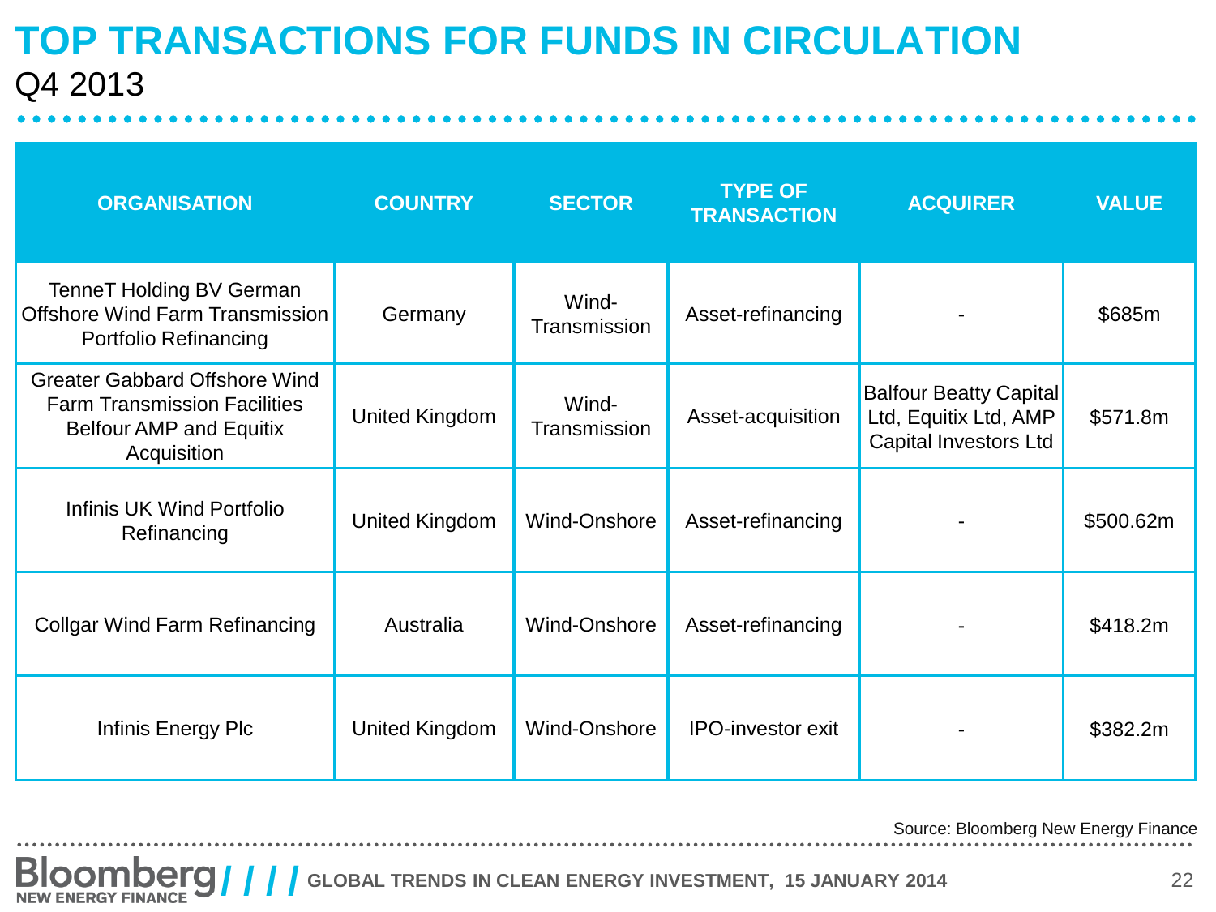# TOP TRANSACTIONS FOR FUNDS IN CIRCULATION

Q4 2013

| ORGANISATION | COUNTRY | SECTOR | TYPE OF TRANSACTION | ACQUIRER | VALUE |
|---|---|---|---|---|---|
| TenneT Holding BV German Offshore Wind Farm Transmission Portfolio Refinancing | Germany | Wind-Transmission | Asset-refinancing | - | $685m |
| Greater Gabbard Offshore Wind Farm Transmission Facilities Belfour AMP and Equitix Acquisition | United Kingdom | Wind-Transmission | Asset-acquisition | Balfour Beatty Capital Ltd, Equitix Ltd, AMP Capital Investors Ltd | $571.8m |
| Infinis UK Wind Portfolio Refinancing | United Kingdom | Wind-Onshore | Asset-refinancing | - | $500.62m |
| Collgar Wind Farm Refinancing | Australia | Wind-Onshore | Asset-refinancing | - | $418.2m |
| Infinis Energy Plc | United Kingdom | Wind-Onshore | IPO-investor exit | - | $382.2m |

Source: Bloomberg New Energy Finance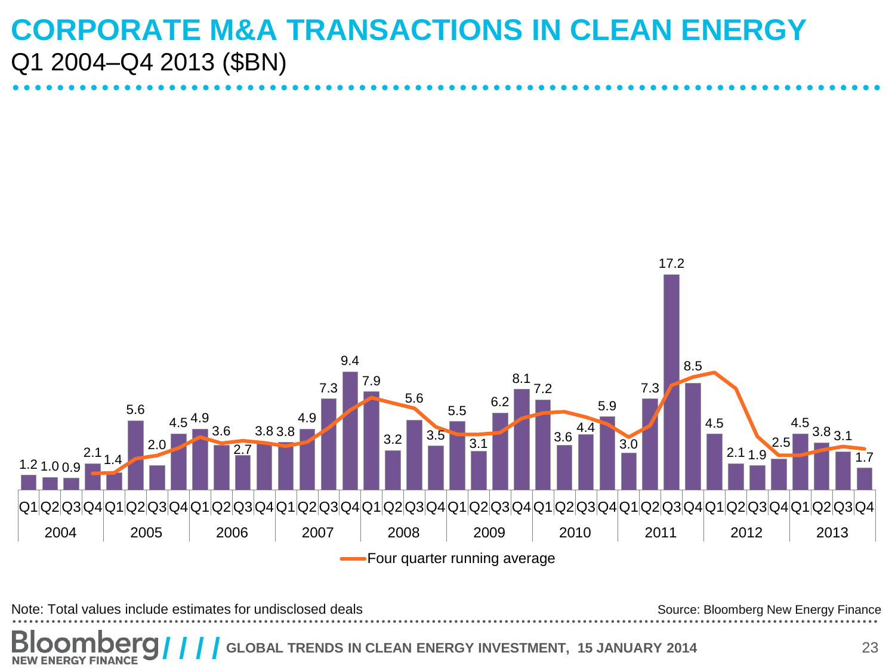# CORPORATE M&A TRANSACTIONS IN CLEAN ENERGY

Q1 2004–Q4 2013 ($BN)

| Year | Quarter | Value ($BN) |
|---|---|---|
| 2004 | Q1 | 1.2 |
| | Q2 | 1.0 |
| | Q3 | 0.9 |
| | Q4 | 2.1 |
| 2005 | Q1 | 1.4 |
| | Q2 | 5.6 |
| | Q3 | 2.0 |
| | Q4 | 4.5 |
| 2006 | Q1 | 4.9 |
| | Q2 | 3.6 |
| | Q3 | 2.7 |
| | Q4 | 3.8 |
| 2007 | Q1 | 3.8 |
| | Q2 | 4.9 |
| | Q3 | 7.3 |
| | Q4 | 9.4 |
| 2008 | Q1 | 7.9 |
| | Q2 | 3.2 |
| | Q3 | 5.6 |
| | Q4 | 3.5 |
| 2009 | Q1 | 5.5 |
| | Q2 | 3.1 |
| | Q3 | 6.2 |
| | Q4 | 8.1 |
| 2010 | Q1 | 7.2 |
| | Q2 | 3.6 |
| | Q3 | 4.4 |
| | Q4 | 5.9 |
| 2011 | Q1 | 3.0 |
| | Q2 | 7.3 |
| | Q3 | 17.2 |
| | Q4 | 8.5 |
| 2012 | Q1 | 4.5 |
| | Q2 | 2.1 |
| | Q3 | 1.9 |
| | Q4 | 2.5 |
| 2013 | Q1 | 4.5 |
| | Q2 | 3.8 |
| | Q3 | 3.1 |
| | Q4 | 1.7 |

Four quarter running average

Note: Total values include estimates for undisclosed deals

Source: Bloomberg New Energy Finance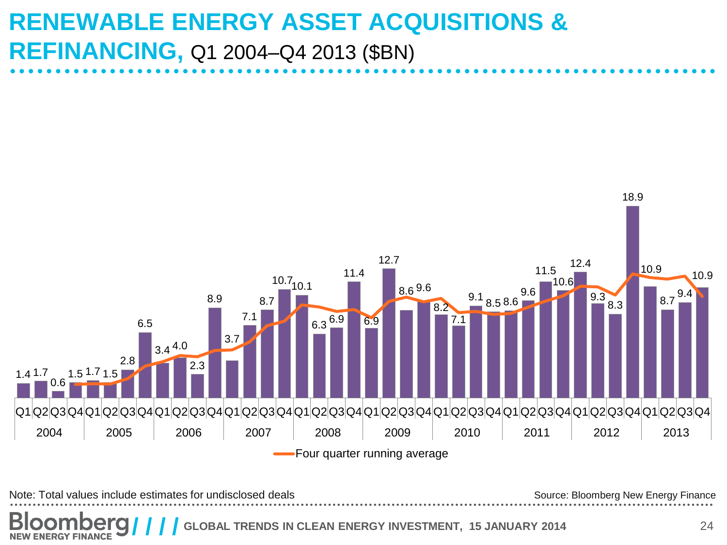# RENEWABLE ENERGY ASSET ACQUISITIONS & REFINANCING, Q1 2004–Q4 2013 ($BN)

| Year | Q1 | Q2 | Q3 | Q4 |
|---|---|---|---|---|
| 2004 | 1.4 | 1.7 | 0.6 | 1.5 |
| 2005 | 1.7 | 1.5 | 2.8 | 6.5 |
| 2006 | 3.4 | 4.0 | 2.3 | 8.9 |
| 2007 | 3.7 | 7.1 | 8.7 | 10.7 |
| 2008 | 10.1 | 6.3 | 6.9 | 11.4 |
| 2009 | 6.9 | 12.7 | 8.6 | 9.6 |
| 2010 | 8.2 | 7.1 | 9.1 | 8.5 |
| 2011 | 8.6 | 9.6 | 11.5 | 10.6 |
| 2012 | 12.4 | 9.3 | 8.3 | 18.9 |
| 2013 | 10.9 | 8.7 | 9.4 | 10.9 |

Four quarter running average

Note: Total values include estimates for undisclosed deals

Source: Bloomberg New Energy Finance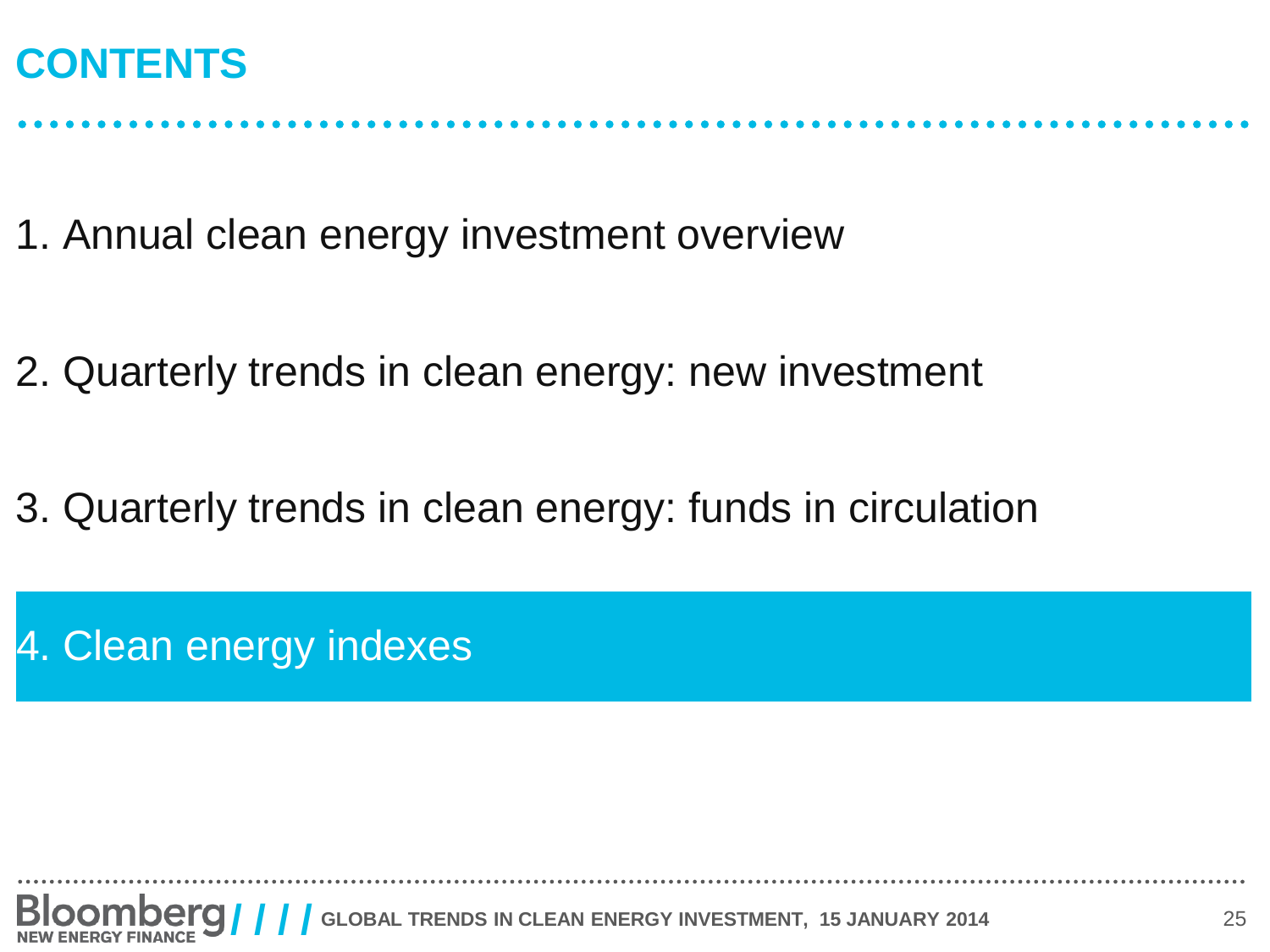# CONTENTS

1. Annual clean energy investment overview
2. Quarterly trends in clean energy: new investment
3. Quarterly trends in clean energy: funds in circulation
4. Clean energy indexes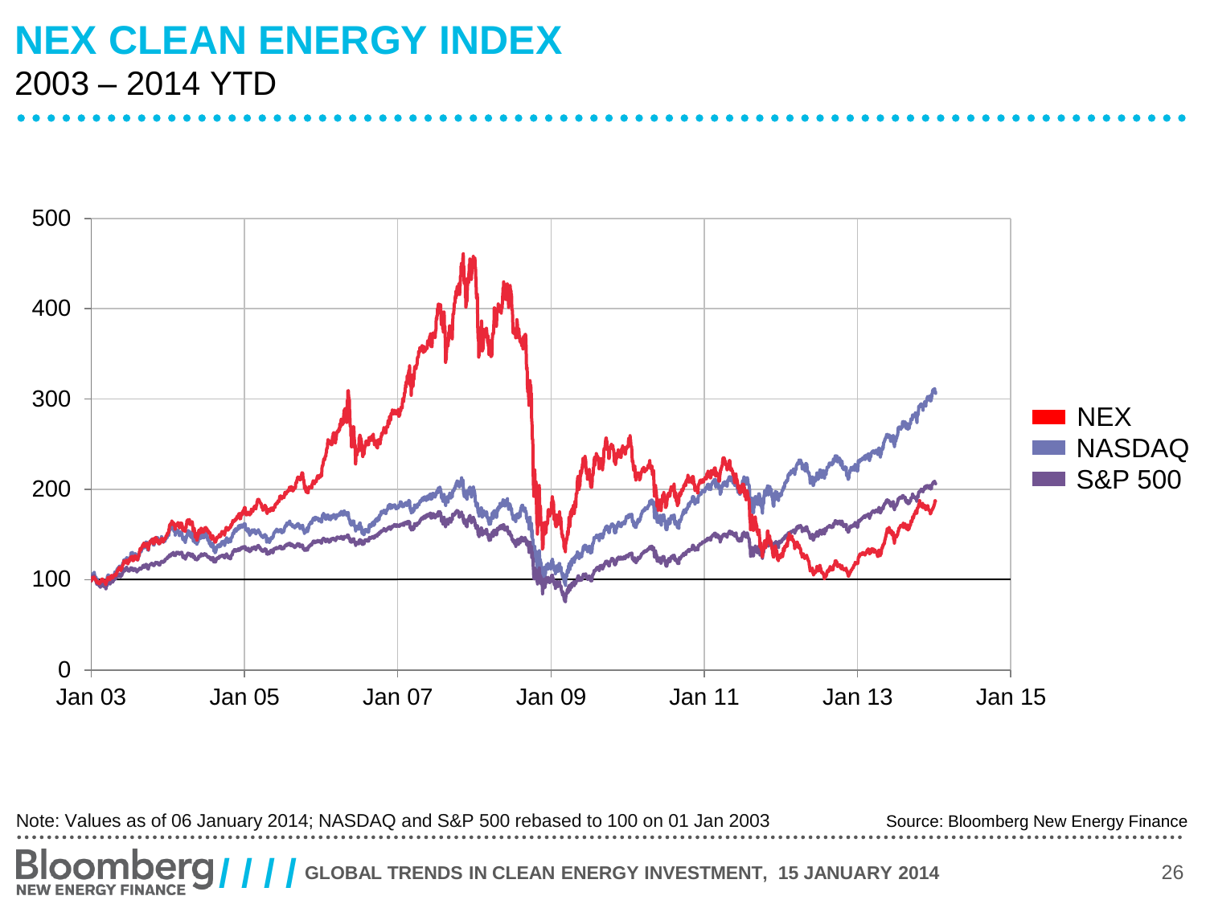# NEX CLEAN ENERGY INDEX

2003 – 2014 YTD

Note: Values as of 06 January 2014; NASDAQ and S&P 500 rebased to 100 on 01 Jan 2003

Source: Bloomberg New Energy Finance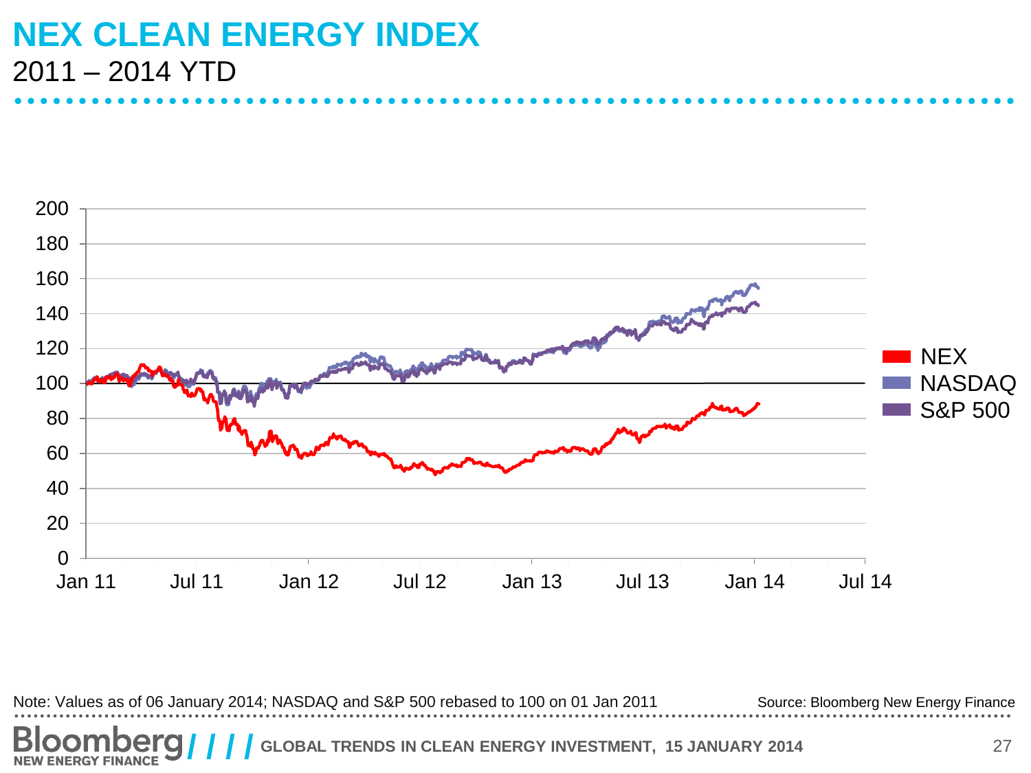# NEX CLEAN ENERGY INDEX

2011 – 2014 YTD

Note: Values as of 06 January 2014; NASDAQ and S&P 500 rebased to 100 on 01 Jan 2011

Source: Bloomberg New Energy Finance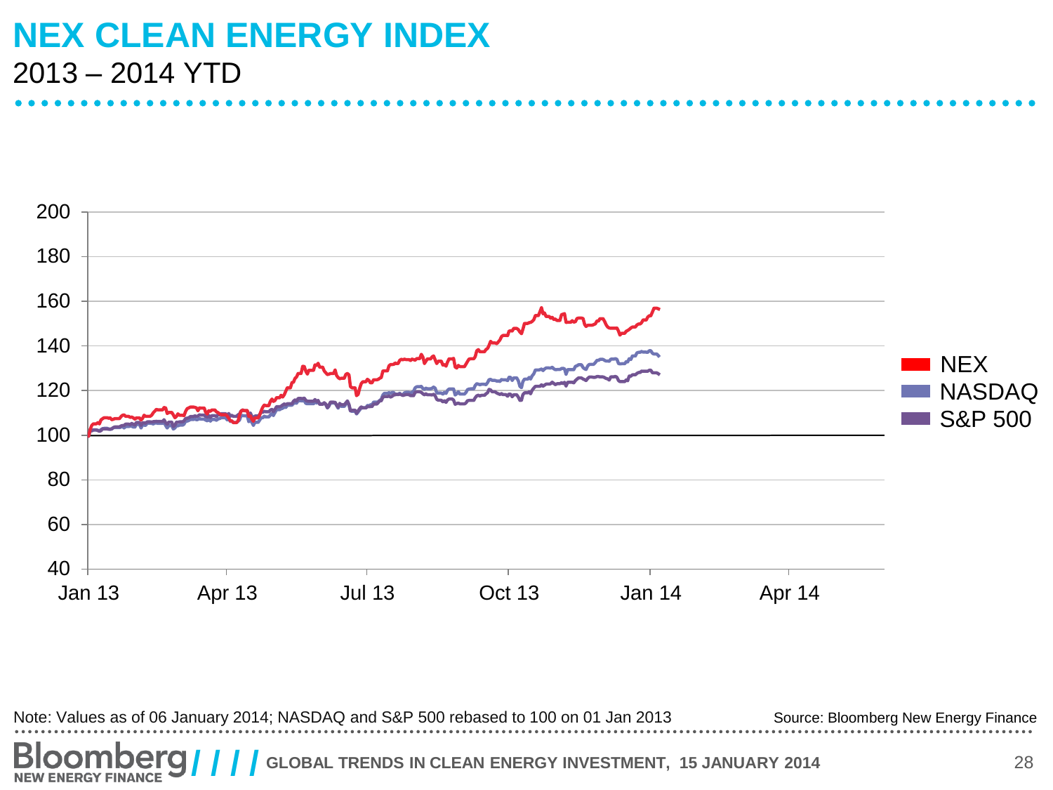# NEX CLEAN ENERGY INDEX

2013 – 2014 YTD

Note: Values as of 06 January 2014; NASDAQ and S&P 500 rebased to 100 on 01 Jan 2013

Source: Bloomberg New Energy Finance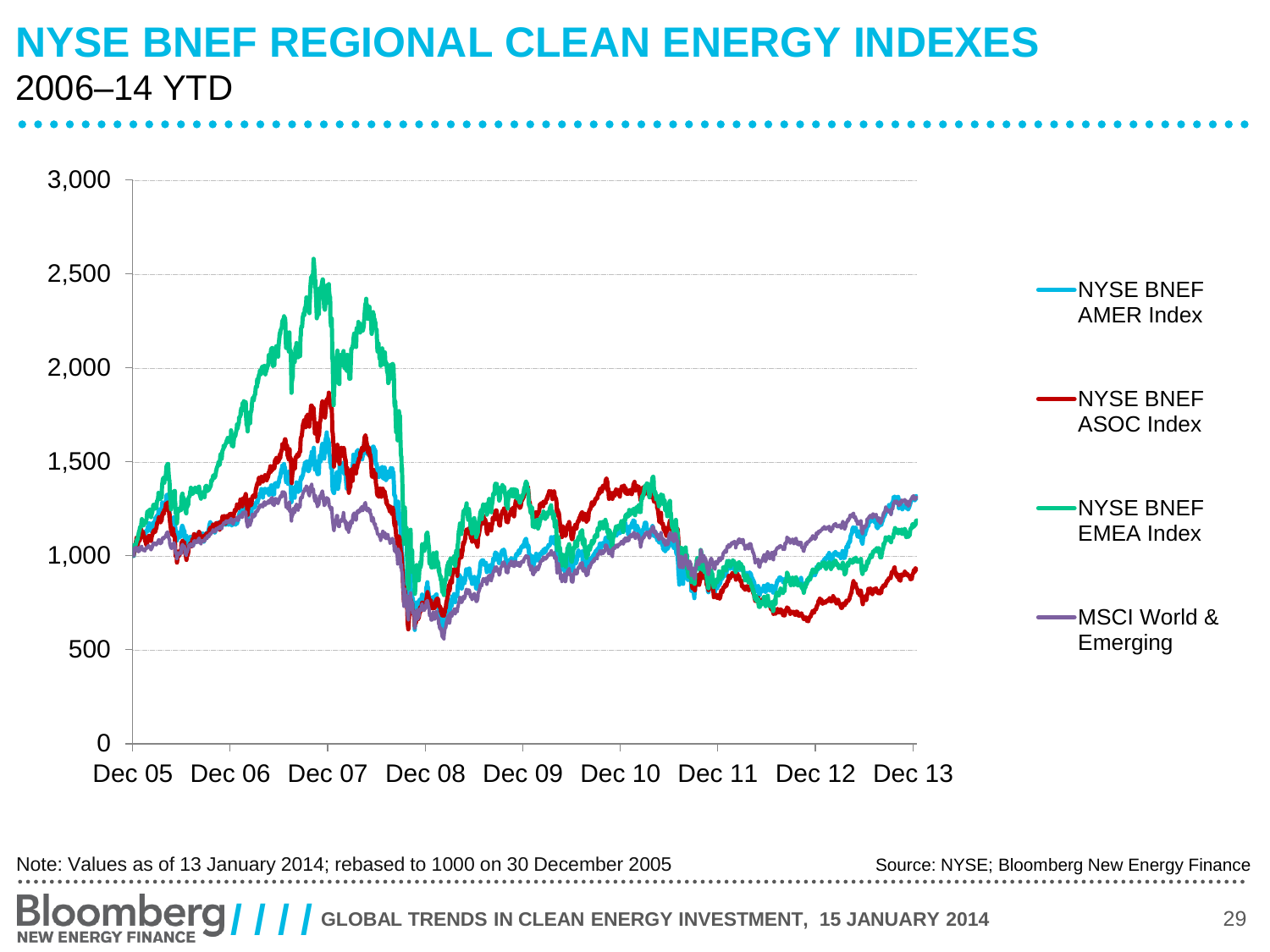# NYSE BNEF REGIONAL CLEAN ENERGY INDEXES

2006–14 YTD

Note: Values as of 13 January 2014; rebased to 1000 on 30 December 2005

Source: NYSE; Bloomberg New Energy Finance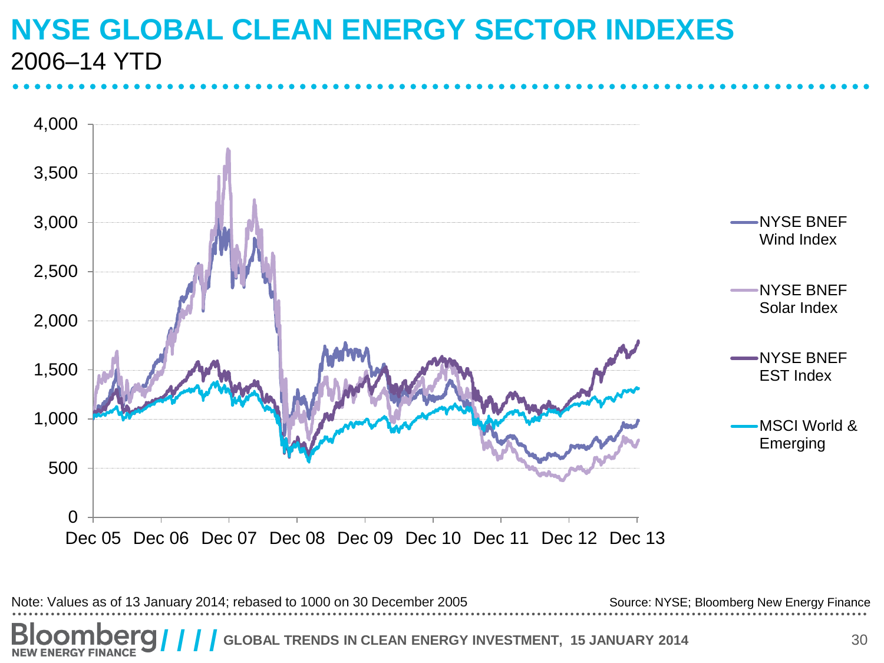# NYSE GLOBAL CLEAN ENERGY SECTOR INDEXES

2006–14 YTD

Note: Values as of 13 January 2014; rebased to 1000 on 30 December 2005

Source: NYSE; Bloomberg New Energy Finance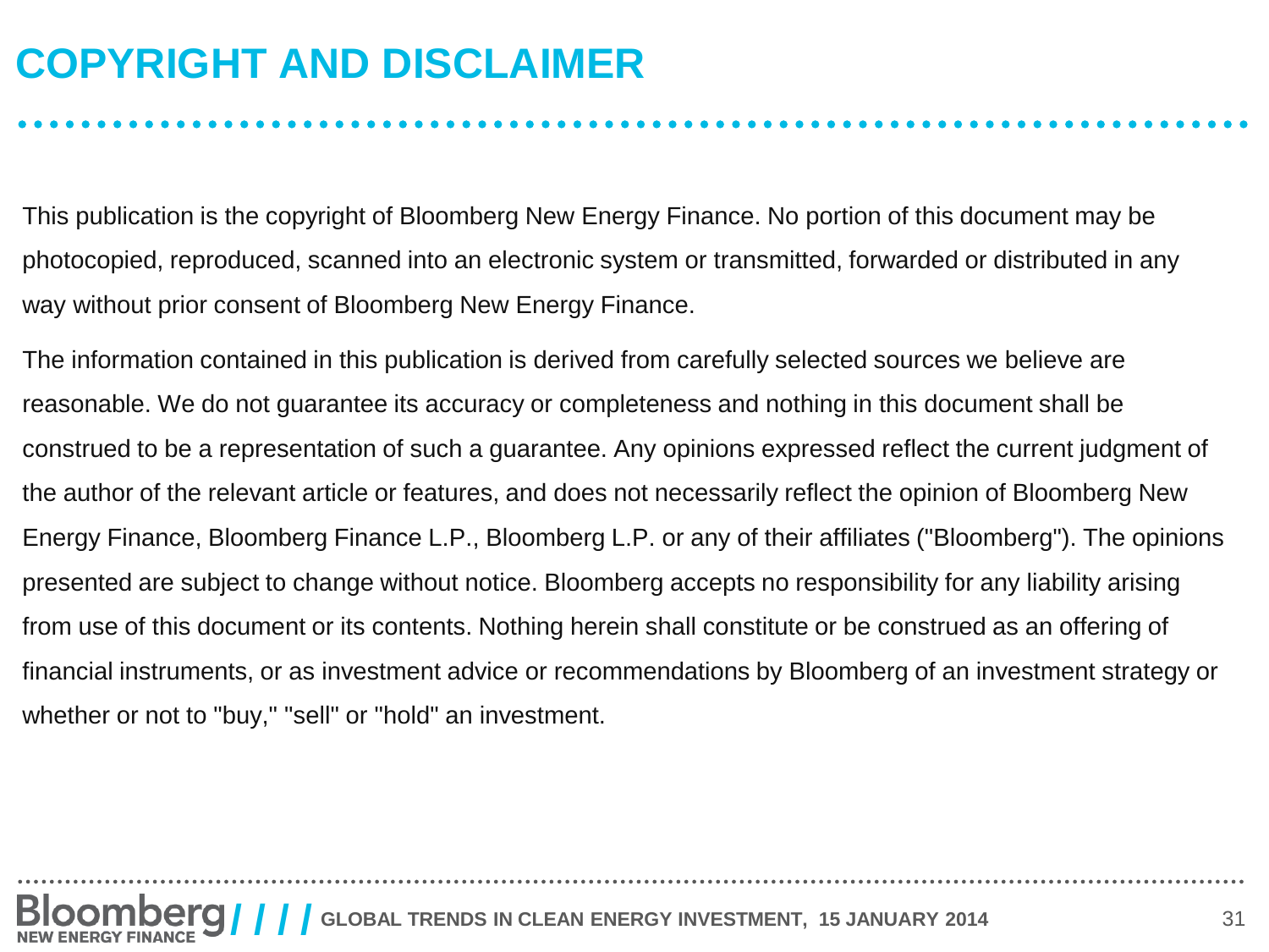# COPYRIGHT AND DISCLAIMER

This publication is the copyright of Bloomberg New Energy Finance. No portion of this document may be photocopied, reproduced, scanned into an electronic system or transmitted, forwarded or distributed in any way without prior consent of Bloomberg New Energy Finance.

The information contained in this publication is derived from carefully selected sources we believe are reasonable. We do not guarantee its accuracy or completeness and nothing in this document shall be construed to be a representation of such a guarantee. Any opinions expressed reflect the current judgment of the author of the relevant article or features, and does not necessarily reflect the opinion of Bloomberg New Energy Finance, Bloomberg Finance L.P., Bloomberg L.P. or any of their affiliates ("Bloomberg"). The opinions presented are subject to change without notice. Bloomberg accepts no responsibility for any liability arising from use of this document or its contents. Nothing herein shall constitute or be construed as an offering of financial instruments, or as investment advice or recommendations by Bloomberg of an investment strategy or whether or not to "buy," "sell" or "hold" an investment.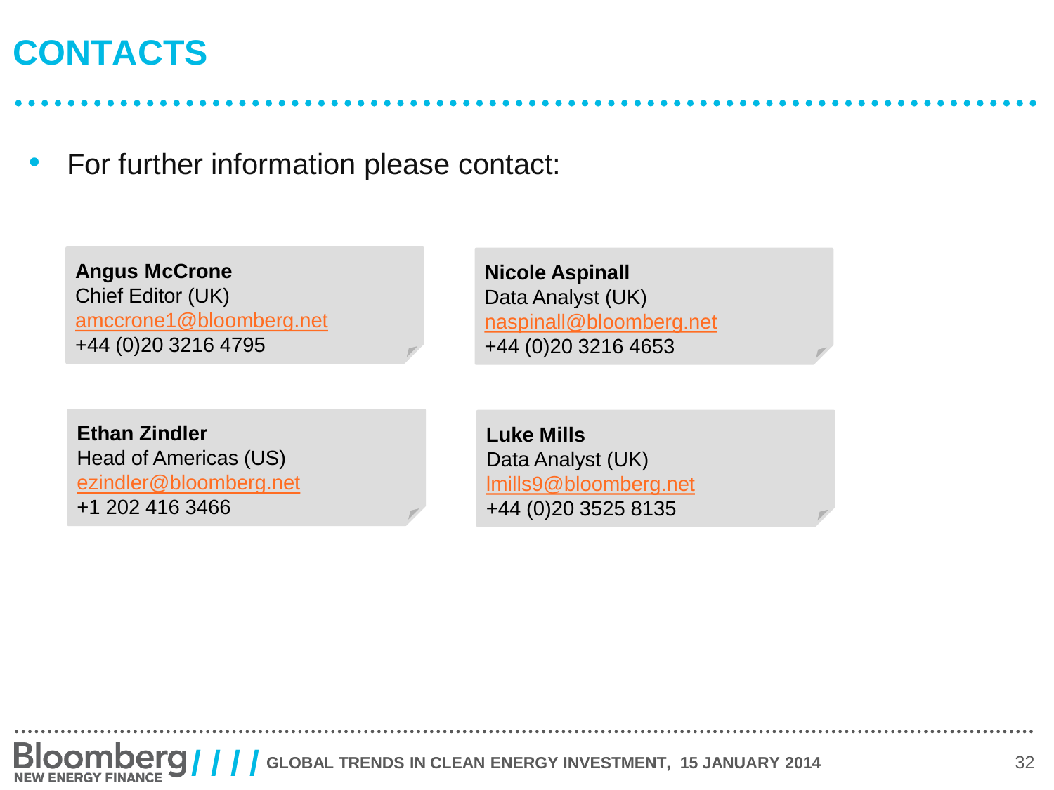# CONTACTS

- For further information please contact:

**Angus McCrone**
Chief Editor (UK)
amccrone1@bloomberg.net
+44 (0)20 3216 4795

**Nicole Aspinall**
Data Analyst (UK)
naspinall@bloomberg.net
+44 (0)20 3216 4653

**Ethan Zindler**
Head of Americas (US)
ezindler@bloomberg.net
+1 202 416 3466

**Luke Mills**
Data Analyst (UK)
lmills9@bloomberg.net
+44 (0)20 3525 8135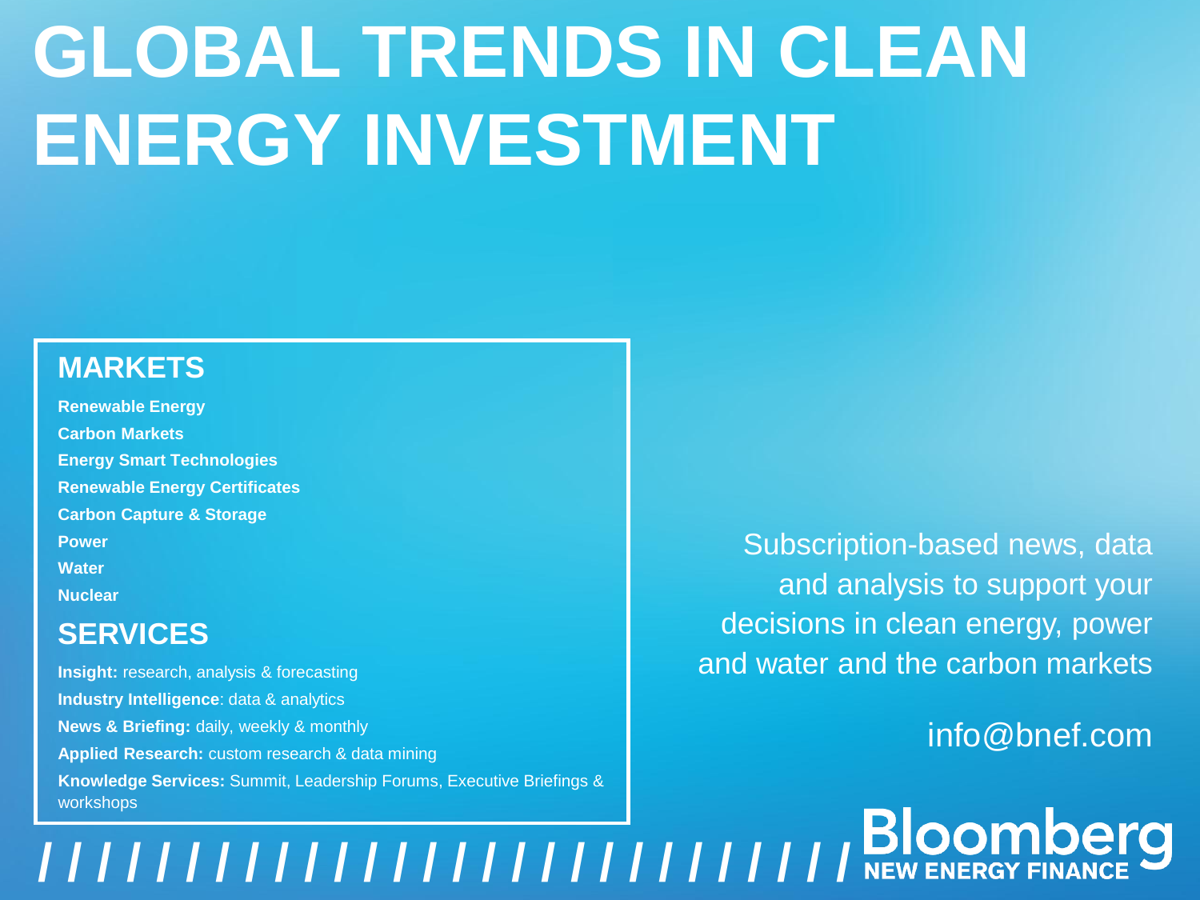# GLOBAL TRENDS IN CLEAN ENERGY INVESTMENT

## MARKETS

**Renewable Energy**
**Carbon Markets**
**Energy Smart Technologies**
**Renewable Energy Certificates**
**Carbon Capture & Storage**
**Power**
**Water**
**Nuclear**

## SERVICES

**Insight:** research, analysis & forecasting
**Industry Intelligence**: data & analytics
**News & Briefing:** daily, weekly & monthly
**Applied Research:** custom research & data mining
**Knowledge Services:** Summit, Leadership Forums, Executive Briefings & workshops

Subscription-based news, data and analysis to support your decisions in clean energy, power and water and the carbon markets

info@bnef.com

Bloomberg
NEW ENERGY FINANCE